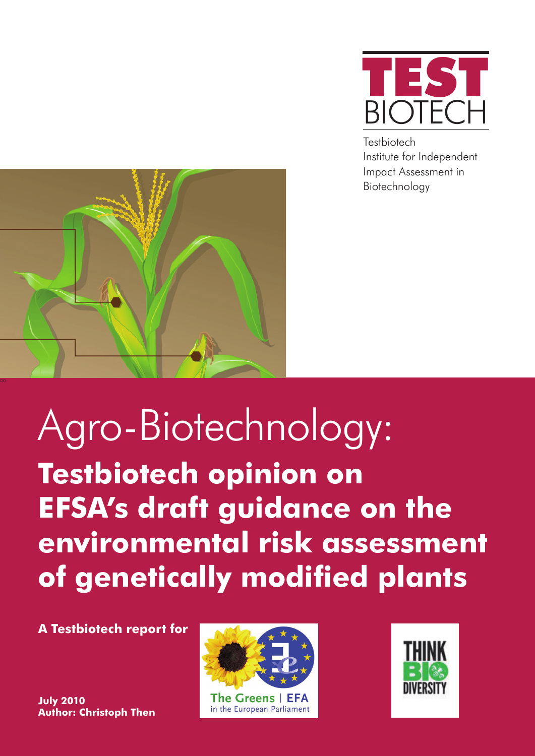TEST BIOTECH

Testbiotech
Institute for Independent
Impact Assessment in
Biotechnology

# Agro-Biotechnology:

## Testbiotech opinion on EFSA's draft guidance on the environmental risk assessment of genetically modified plants

**A Testbiotech report for**

The Greens | EFA in the European Parliament

THINK BIO DIVERSITY

**July 2010**
**Author: Christoph Then**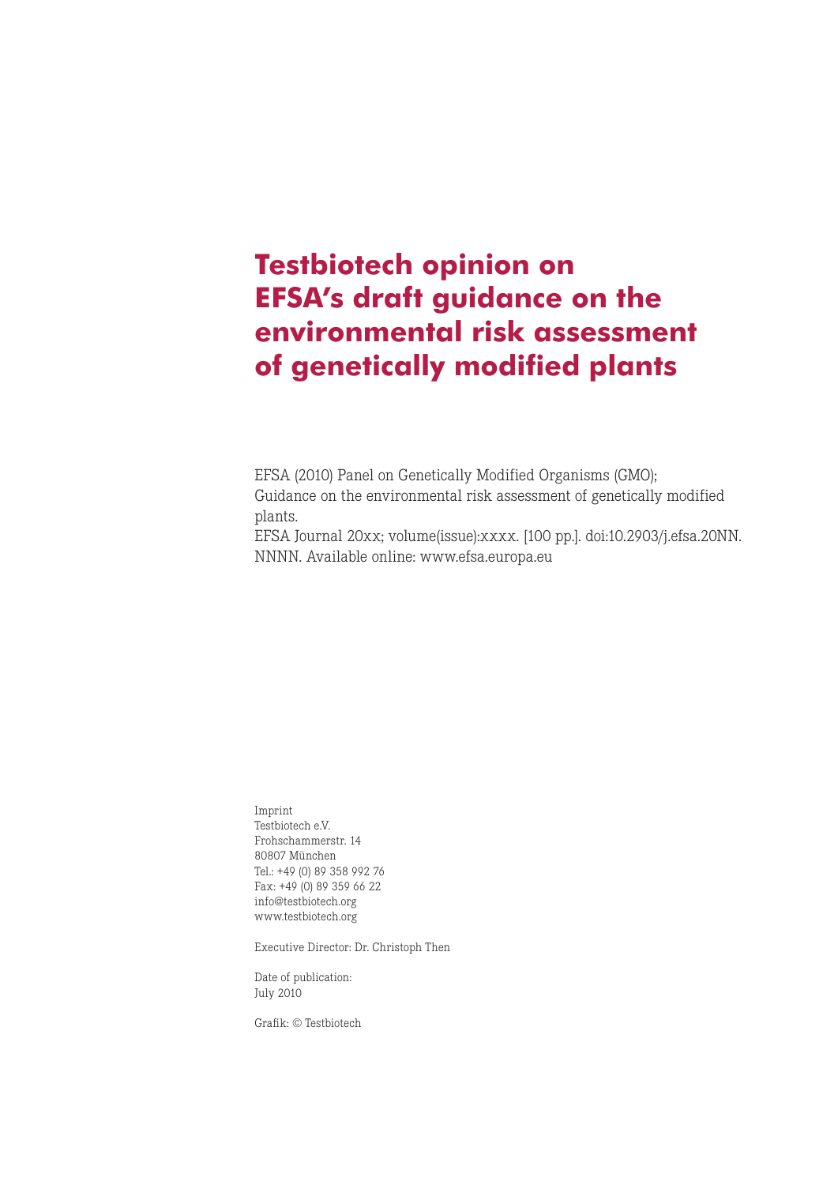# Testbiotech opinion on EFSA's draft guidance on the environmental risk assessment of genetically modified plants

EFSA (2010) Panel on Genetically Modified Organisms (GMO); Guidance on the environmental risk assessment of genetically modified plants.
EFSA Journal 20xx; volume(issue):xxxx. [100 pp.]. doi:10.2903/j.efsa.20NN.NNNN. Available online: www.efsa.europa.eu

Imprint
Testbiotech e.V.
Frohschammerstr. 14
80807 München
Tel.: +49 (0) 89 358 992 76
Fax: +49 (0) 89 359 66 22
info@testbiotech.org
www.testbiotech.org

Executive Director: Dr. Christoph Then

Date of publication:
July 2010

Grafik: © Testbiotech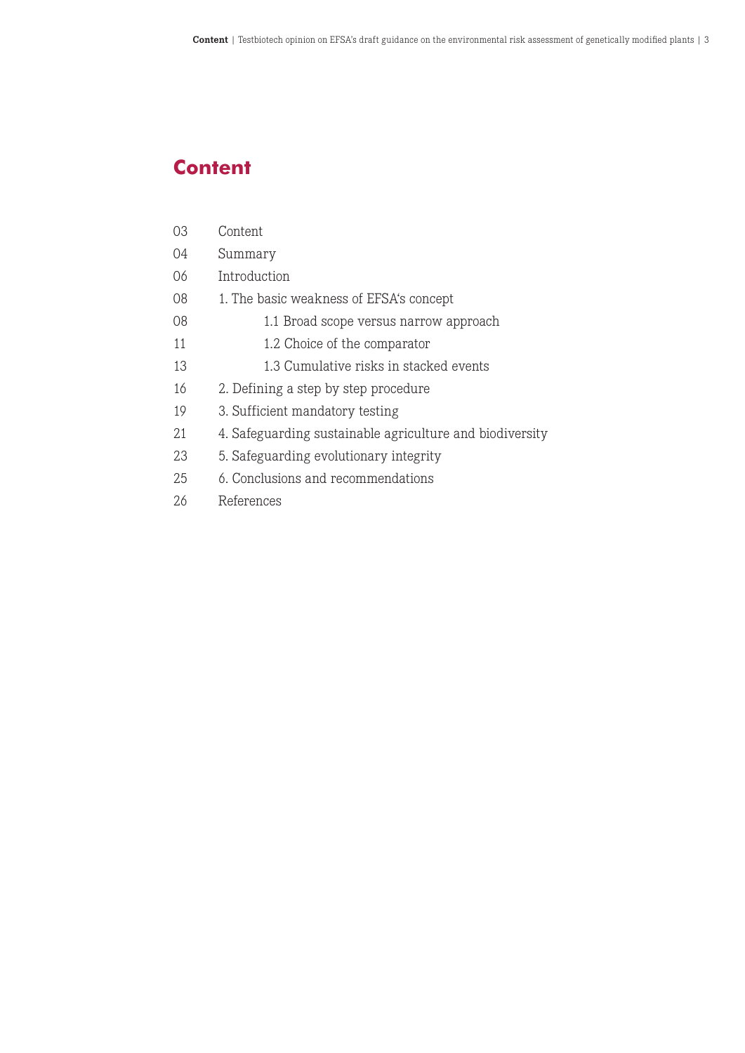# Content

03 Content

04 Summary

06 Introduction

08 1. The basic weakness of EFSA‘s concept

08 1.1 Broad scope versus narrow approach

11 1.2 Choice of the comparator

13 1.3 Cumulative risks in stacked events

16 2. Defining a step by step procedure

19 3. Sufficient mandatory testing

21 4. Safeguarding sustainable agriculture and biodiversity

23 5. Safeguarding evolutionary integrity

25 6. Conclusions and recommendations

26 References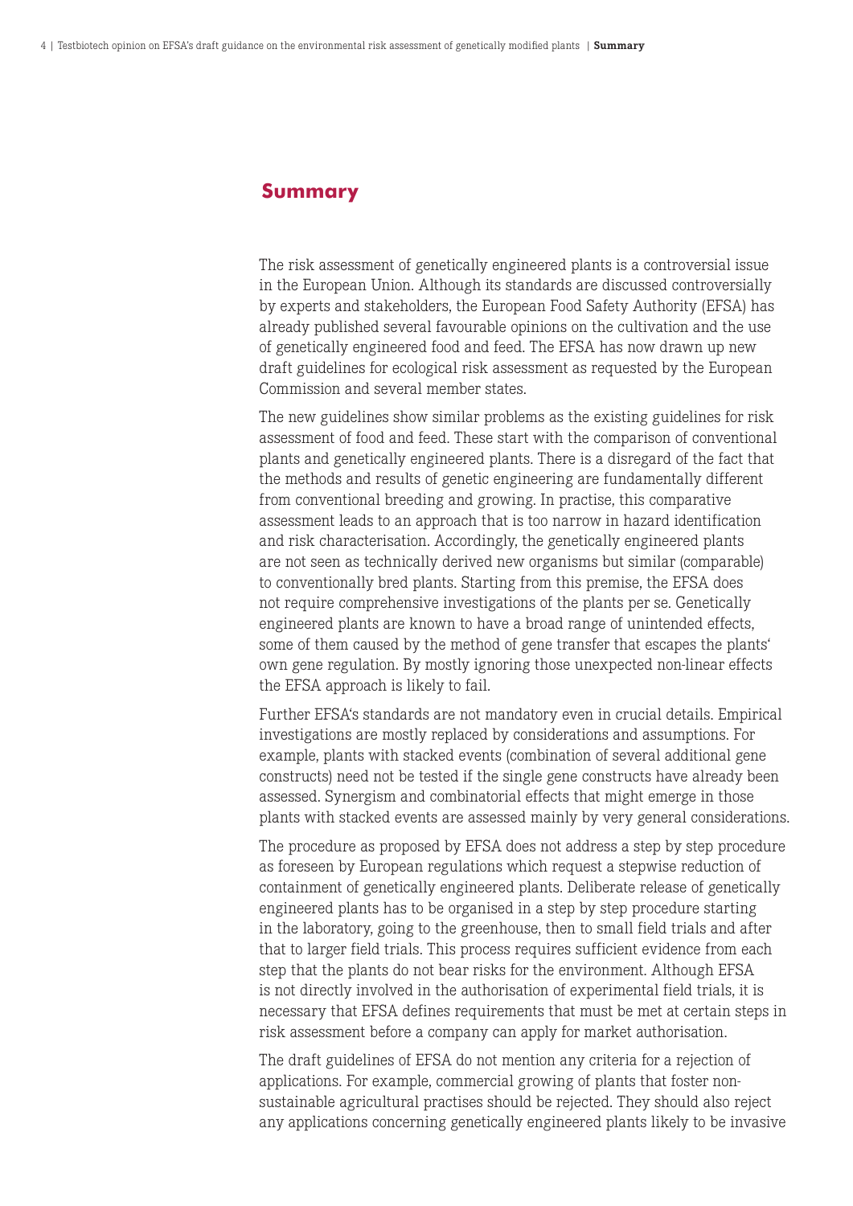## Summary

The risk assessment of genetically engineered plants is a controversial issue in the European Union. Although its standards are discussed controversially by experts and stakeholders, the European Food Safety Authority (EFSA) has already published several favourable opinions on the cultivation and the use of genetically engineered food and feed. The EFSA has now drawn up new draft guidelines for ecological risk assessment as requested by the European Commission and several member states.

The new guidelines show similar problems as the existing guidelines for risk assessment of food and feed. These start with the comparison of conventional plants and genetically engineered plants. There is a disregard of the fact that the methods and results of genetic engineering are fundamentally different from conventional breeding and growing. In practise, this comparative assessment leads to an approach that is too narrow in hazard identification and risk characterisation. Accordingly, the genetically engineered plants are not seen as technically derived new organisms but similar (comparable) to conventionally bred plants. Starting from this premise, the EFSA does not require comprehensive investigations of the plants per se. Genetically engineered plants are known to have a broad range of unintended effects, some of them caused by the method of gene transfer that escapes the plants' own gene regulation. By mostly ignoring those unexpected non-linear effects the EFSA approach is likely to fail.

Further EFSA's standards are not mandatory even in crucial details. Empirical investigations are mostly replaced by considerations and assumptions. For example, plants with stacked events (combination of several additional gene constructs) need not be tested if the single gene constructs have already been assessed. Synergism and combinatorial effects that might emerge in those plants with stacked events are assessed mainly by very general considerations.

The procedure as proposed by EFSA does not address a step by step procedure as foreseen by European regulations which request a stepwise reduction of containment of genetically engineered plants. Deliberate release of genetically engineered plants has to be organised in a step by step procedure starting in the laboratory, going to the greenhouse, then to small field trials and after that to larger field trials. This process requires sufficient evidence from each step that the plants do not bear risks for the environment. Although EFSA is not directly involved in the authorisation of experimental field trials, it is necessary that EFSA defines requirements that must be met at certain steps in risk assessment before a company can apply for market authorisation.

The draft guidelines of EFSA do not mention any criteria for a rejection of applications. For example, commercial growing of plants that foster non-sustainable agricultural practises should be rejected. They should also reject any applications concerning genetically engineered plants likely to be invasive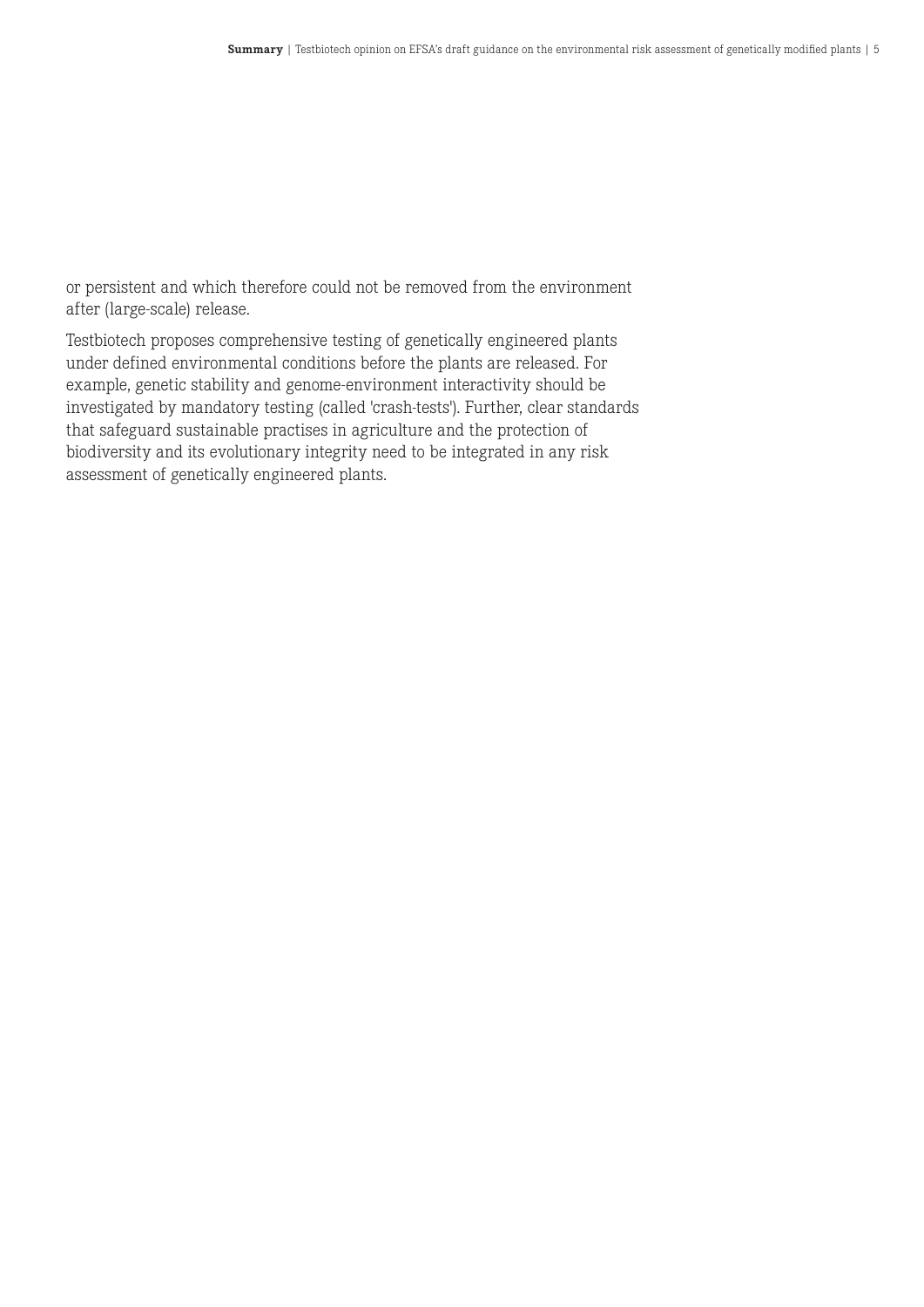or persistent and which therefore could not be removed from the environment after (large-scale) release.

Testbiotech proposes comprehensive testing of genetically engineered plants under defined environmental conditions before the plants are released. For example, genetic stability and genome-environment interactivity should be investigated by mandatory testing (called 'crash-tests'). Further, clear standards that safeguard sustainable practises in agriculture and the protection of biodiversity and its evolutionary integrity need to be integrated in any risk assessment of genetically engineered plants.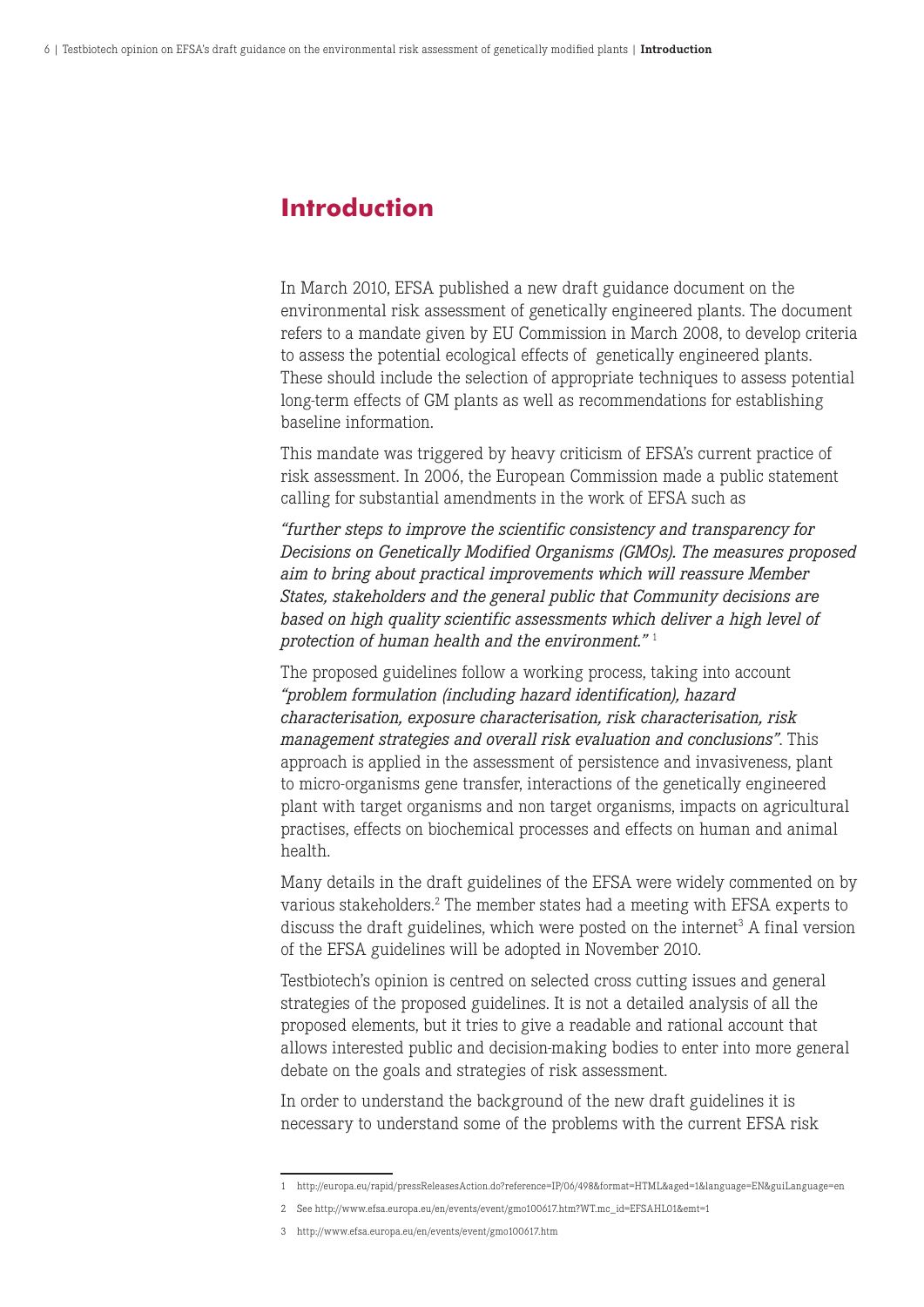# Introduction

In March 2010, EFSA published a new draft guidance document on the environmental risk assessment of genetically engineered plants. The document refers to a mandate given by EU Commission in March 2008, to develop criteria to assess the potential ecological effects of genetically engineered plants. These should include the selection of appropriate techniques to assess potential long-term effects of GM plants as well as recommendations for establishing baseline information.

This mandate was triggered by heavy criticism of EFSA's current practice of risk assessment. In 2006, the European Commission made a public statement calling for substantial amendments in the work of EFSA such as

*"further steps to improve the scientific consistency and transparency for Decisions on Genetically Modified Organisms (GMOs). The measures proposed aim to bring about practical improvements which will reassure Member States, stakeholders and the general public that Community decisions are based on high quality scientific assessments which deliver a high level of protection of human health and the environment."* [1]

The proposed guidelines follow a working process, taking into account *"problem formulation (including hazard identification), hazard characterisation, exposure characterisation, risk characterisation, risk management strategies and overall risk evaluation and conclusions"*. This approach is applied in the assessment of persistence and invasiveness, plant to micro-organisms gene transfer, interactions of the genetically engineered plant with target organisms and non target organisms, impacts on agricultural practises, effects on biochemical processes and effects on human and animal health.

Many details in the draft guidelines of the EFSA were widely commented on by various stakeholders.[2] The member states had a meeting with EFSA experts to discuss the draft guidelines, which were posted on the internet[3] A final version of the EFSA guidelines will be adopted in November 2010.

Testbiotech's opinion is centred on selected cross cutting issues and general strategies of the proposed guidelines. It is not a detailed analysis of all the proposed elements, but it tries to give a readable and rational account that allows interested public and decision-making bodies to enter into more general debate on the goals and strategies of risk assessment.

In order to understand the background of the new draft guidelines it is necessary to understand some of the problems with the current EFSA risk

---

1 http://europa.eu/rapid/pressReleasesAction.do?reference=IP/06/498&format=HTML&aged=1&language=EN&guiLanguage=en

2 See http://www.efsa.europa.eu/en/events/event/gmo100617.htm?WT.mc_id=EFSAHL01&emt=1

3 http://www.efsa.europa.eu/en/events/event/gmo100617.htm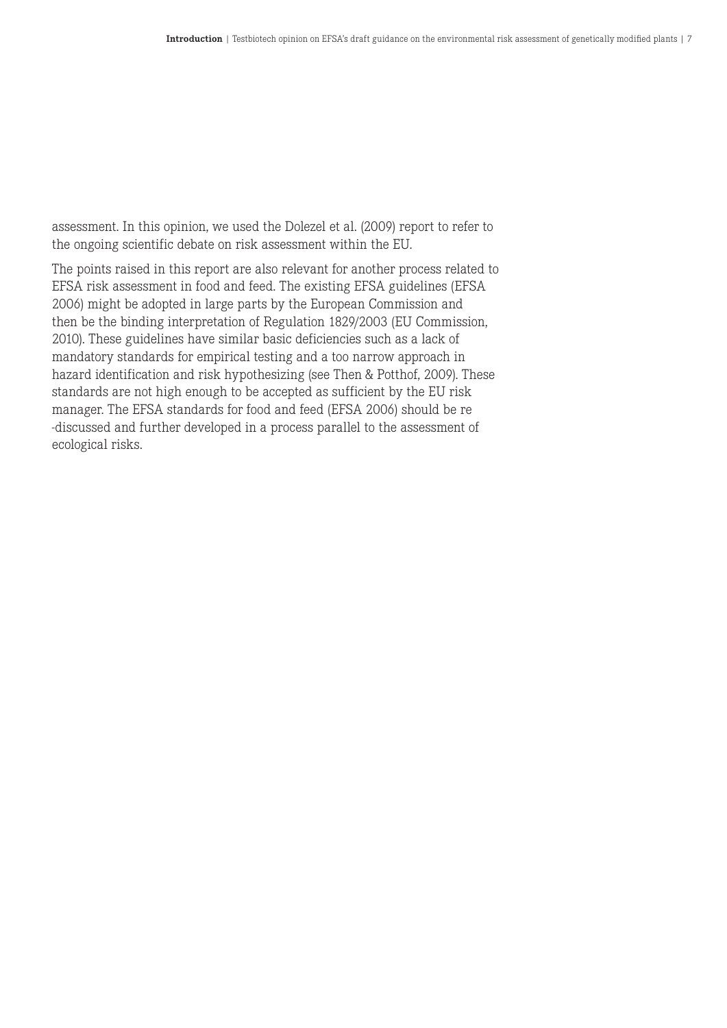assessment. In this opinion, we used the Dolezel et al. (2009) report to refer to the ongoing scientific debate on risk assessment within the EU.

The points raised in this report are also relevant for another process related to EFSA risk assessment in food and feed. The existing EFSA guidelines (EFSA 2006) might be adopted in large parts by the European Commission and then be the binding interpretation of Regulation 1829/2003 (EU Commission, 2010). These guidelines have similar basic deficiencies such as a lack of mandatory standards for empirical testing and a too narrow approach in hazard identification and risk hypothesizing (see Then & Potthof, 2009). These standards are not high enough to be accepted as sufficient by the EU risk manager. The EFSA standards for food and feed (EFSA 2006) should be re-discussed and further developed in a process parallel to the assessment of ecological risks.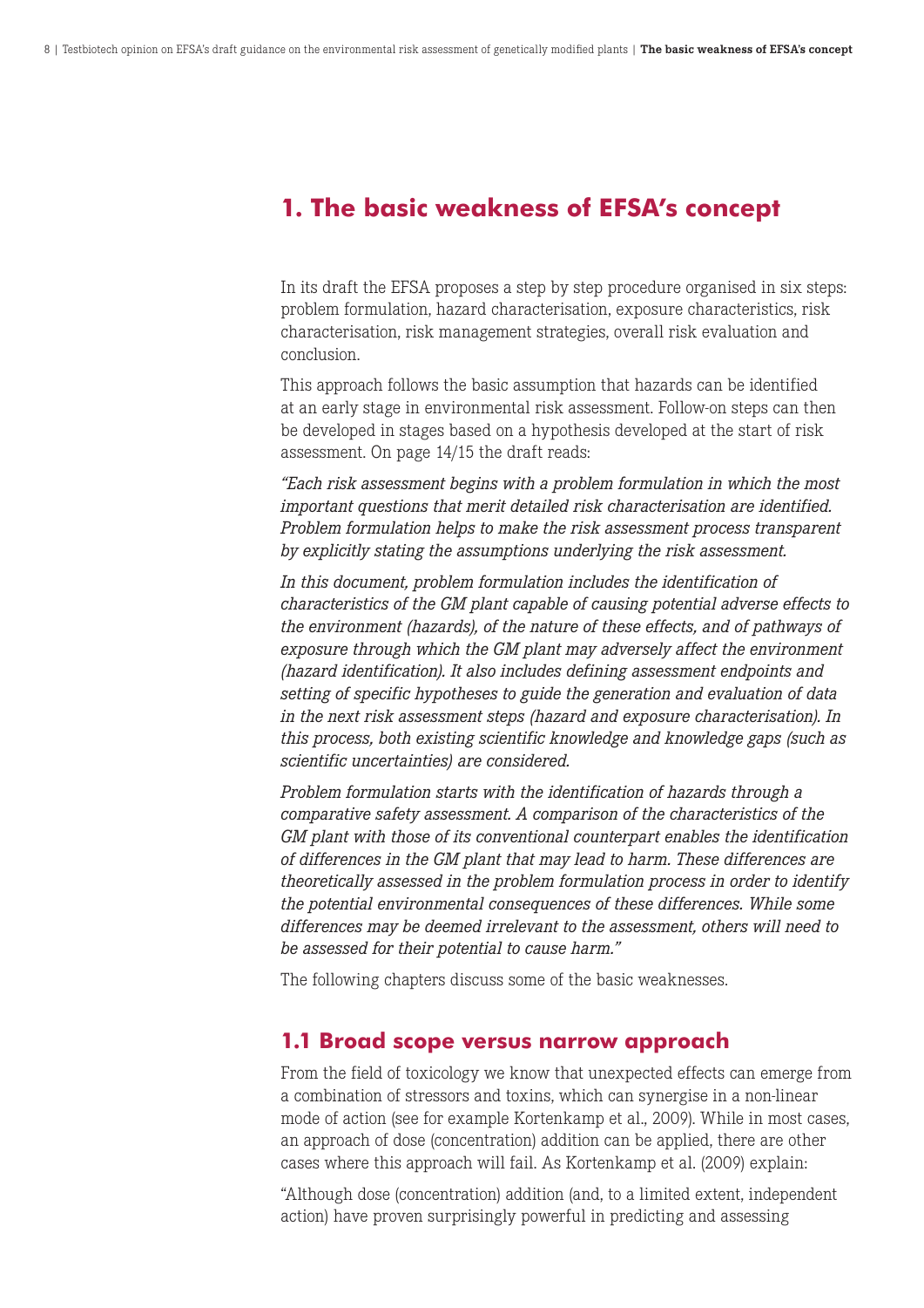# 1. The basic weakness of EFSA's concept

In its draft the EFSA proposes a step by step procedure organised in six steps: problem formulation, hazard characterisation, exposure characteristics, risk characterisation, risk management strategies, overall risk evaluation and conclusion.

This approach follows the basic assumption that hazards can be identified at an early stage in environmental risk assessment. Follow-on steps can then be developed in stages based on a hypothesis developed at the start of risk assessment. On page 14/15 the draft reads:

*"Each risk assessment begins with a problem formulation in which the most important questions that merit detailed risk characterisation are identified. Problem formulation helps to make the risk assessment process transparent by explicitly stating the assumptions underlying the risk assessment.*

*In this document, problem formulation includes the identification of characteristics of the GM plant capable of causing potential adverse effects to the environment (hazards), of the nature of these effects, and of pathways of exposure through which the GM plant may adversely affect the environment (hazard identification). It also includes defining assessment endpoints and setting of specific hypotheses to guide the generation and evaluation of data in the next risk assessment steps (hazard and exposure characterisation). In this process, both existing scientific knowledge and knowledge gaps (such as scientific uncertainties) are considered.*

*Problem formulation starts with the identification of hazards through a comparative safety assessment. A comparison of the characteristics of the GM plant with those of its conventional counterpart enables the identification of differences in the GM plant that may lead to harm. These differences are theoretically assessed in the problem formulation process in order to identify the potential environmental consequences of these differences. While some differences may be deemed irrelevant to the assessment, others will need to be assessed for their potential to cause harm."*

The following chapters discuss some of the basic weaknesses.

## 1.1 Broad scope versus narrow approach

From the field of toxicology we know that unexpected effects can emerge from a combination of stressors and toxins, which can synergise in a non-linear mode of action (see for example Kortenkamp et al., 2009). While in most cases, an approach of dose (concentration) addition can be applied, there are other cases where this approach will fail. As Kortenkamp et al. (2009) explain:

"Although dose (concentration) addition (and, to a limited extent, independent action) have proven surprisingly powerful in predicting and assessing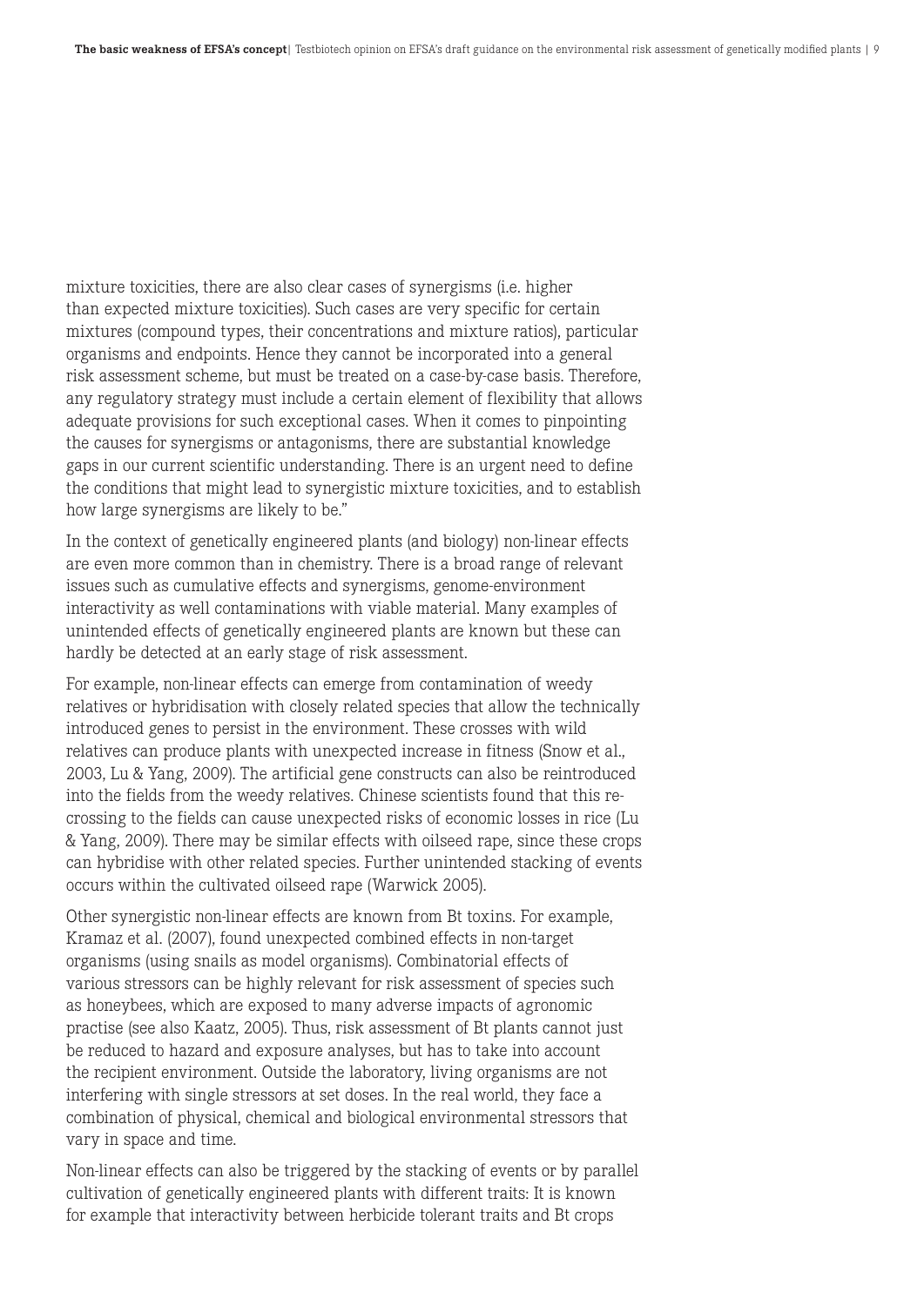mixture toxicities, there are also clear cases of synergisms (i.e. higher than expected mixture toxicities). Such cases are very specific for certain mixtures (compound types, their concentrations and mixture ratios), particular organisms and endpoints. Hence they cannot be incorporated into a general risk assessment scheme, but must be treated on a case-by-case basis. Therefore, any regulatory strategy must include a certain element of flexibility that allows adequate provisions for such exceptional cases. When it comes to pinpointing the causes for synergisms or antagonisms, there are substantial knowledge gaps in our current scientific understanding. There is an urgent need to define the conditions that might lead to synergistic mixture toxicities, and to establish how large synergisms are likely to be."

In the context of genetically engineered plants (and biology) non-linear effects are even more common than in chemistry. There is a broad range of relevant issues such as cumulative effects and synergisms, genome-environment interactivity as well contaminations with viable material. Many examples of unintended effects of genetically engineered plants are known but these can hardly be detected at an early stage of risk assessment.

For example, non-linear effects can emerge from contamination of weedy relatives or hybridisation with closely related species that allow the technically introduced genes to persist in the environment. These crosses with wild relatives can produce plants with unexpected increase in fitness (Snow et al., 2003, Lu & Yang, 2009). The artificial gene constructs can also be reintroduced into the fields from the weedy relatives. Chinese scientists found that this re-crossing to the fields can cause unexpected risks of economic losses in rice (Lu & Yang, 2009). There may be similar effects with oilseed rape, since these crops can hybridise with other related species. Further unintended stacking of events occurs within the cultivated oilseed rape (Warwick 2005).

Other synergistic non-linear effects are known from Bt toxins. For example, Kramaz et al. (2007), found unexpected combined effects in non-target organisms (using snails as model organisms). Combinatorial effects of various stressors can be highly relevant for risk assessment of species such as honeybees, which are exposed to many adverse impacts of agronomic practise (see also Kaatz, 2005). Thus, risk assessment of Bt plants cannot just be reduced to hazard and exposure analyses, but has to take into account the recipient environment. Outside the laboratory, living organisms are not interfering with single stressors at set doses. In the real world, they face a combination of physical, chemical and biological environmental stressors that vary in space and time.

Non-linear effects can also be triggered by the stacking of events or by parallel cultivation of genetically engineered plants with different traits: It is known for example that interactivity between herbicide tolerant traits and Bt crops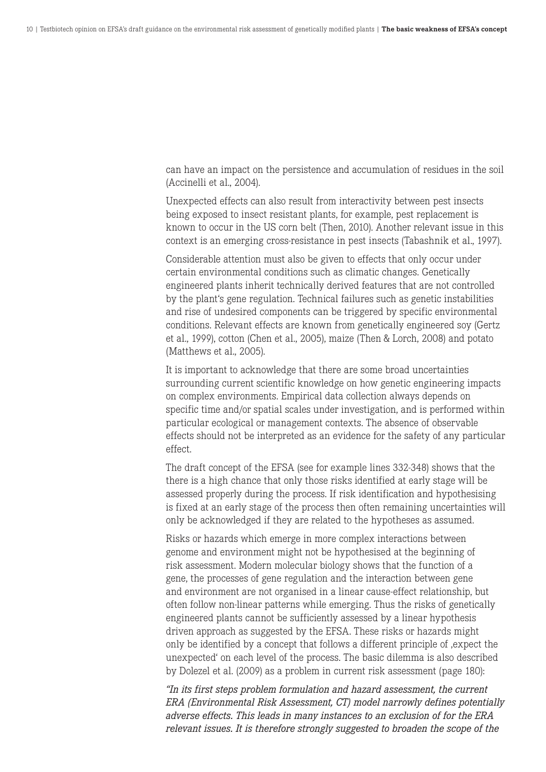can have an impact on the persistence and accumulation of residues in the soil (Accinelli et al., 2004).

Unexpected effects can also result from interactivity between pest insects being exposed to insect resistant plants, for example, pest replacement is known to occur in the US corn belt (Then, 2010). Another relevant issue in this context is an emerging cross-resistance in pest insects (Tabashnik et al., 1997).

Considerable attention must also be given to effects that only occur under certain environmental conditions such as climatic changes. Genetically engineered plants inherit technically derived features that are not controlled by the plant's gene regulation. Technical failures such as genetic instabilities and rise of undesired components can be triggered by specific environmental conditions. Relevant effects are known from genetically engineered soy (Gertz et al., 1999), cotton (Chen et al., 2005), maize (Then & Lorch, 2008) and potato (Matthews et al., 2005).

It is important to acknowledge that there are some broad uncertainties surrounding current scientific knowledge on how genetic engineering impacts on complex environments. Empirical data collection always depends on specific time and/or spatial scales under investigation, and is performed within particular ecological or management contexts. The absence of observable effects should not be interpreted as an evidence for the safety of any particular effect.

The draft concept of the EFSA (see for example lines 332-348) shows that the there is a high chance that only those risks identified at early stage will be assessed properly during the process. If risk identification and hypothesising is fixed at an early stage of the process then often remaining uncertainties will only be acknowledged if they are related to the hypotheses as assumed.

Risks or hazards which emerge in more complex interactions between genome and environment might not be hypothesised at the beginning of risk assessment. Modern molecular biology shows that the function of a gene, the processes of gene regulation and the interaction between gene and environment are not organised in a linear cause-effect relationship, but often follow non-linear patterns while emerging. Thus the risks of genetically engineered plants cannot be sufficiently assessed by a linear hypothesis driven approach as suggested by the EFSA. These risks or hazards might only be identified by a concept that follows a different principle of ‚expect the unexpected' on each level of the process. The basic dilemma is also described by Dolezel et al. (2009) as a problem in current risk assessment (page 180):

*"In its first steps problem formulation and hazard assessment, the current ERA (Environmental Risk Assessment, CT) model narrowly defines potentially adverse effects. This leads in many instances to an exclusion of for the ERA relevant issues. It is therefore strongly suggested to broaden the scope of the*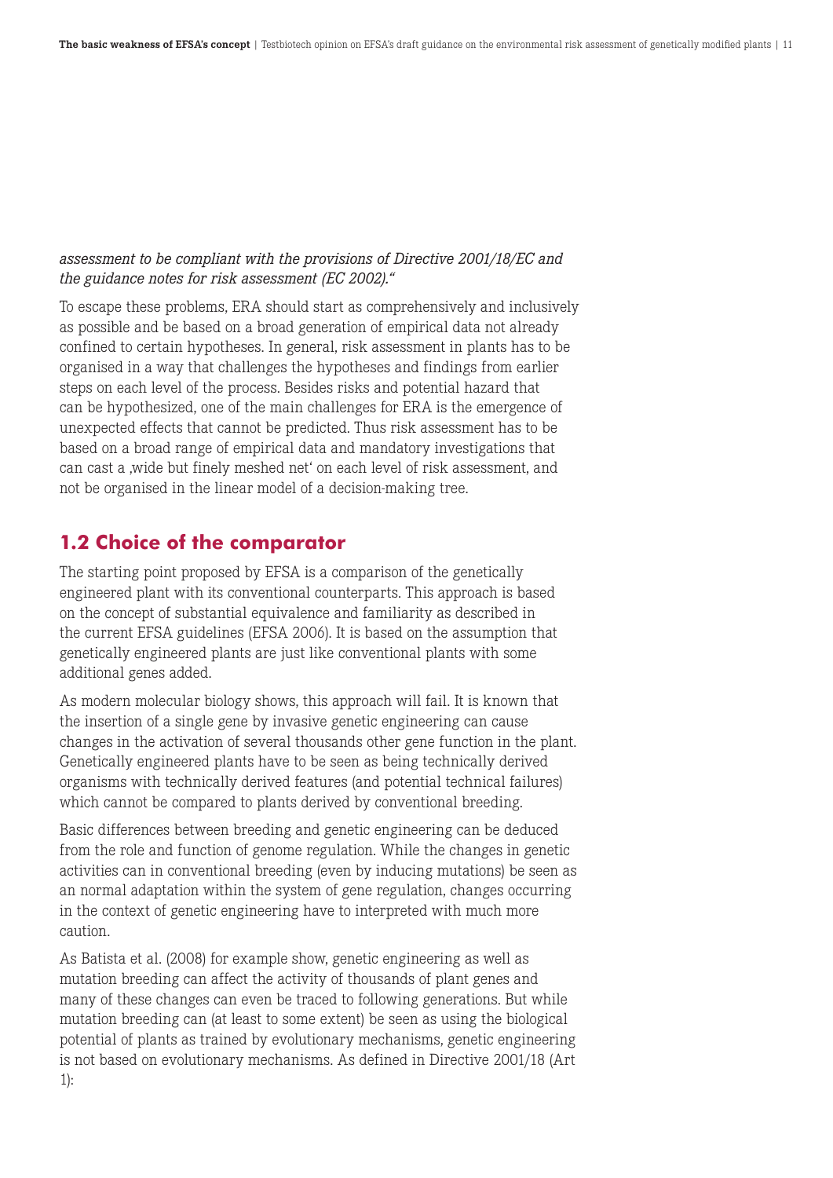*assessment to be compliant with the provisions of Directive 2001/18/EC and the guidance notes for risk assessment (EC 2002).“*

To escape these problems, ERA should start as comprehensively and inclusively as possible and be based on a broad generation of empirical data not already confined to certain hypotheses. In general, risk assessment in plants has to be organised in a way that challenges the hypotheses and findings from earlier steps on each level of the process. Besides risks and potential hazard that can be hypothesized, one of the main challenges for ERA is the emergence of unexpected effects that cannot be predicted. Thus risk assessment has to be based on a broad range of empirical data and mandatory investigations that can cast a ‚wide but finely meshed net‘ on each level of risk assessment, and not be organised in the linear model of a decision-making tree.

## 1.2 Choice of the comparator

The starting point proposed by EFSA is a comparison of the genetically engineered plant with its conventional counterparts. This approach is based on the concept of substantial equivalence and familiarity as described in the current EFSA guidelines (EFSA 2006). It is based on the assumption that genetically engineered plants are just like conventional plants with some additional genes added.

As modern molecular biology shows, this approach will fail. It is known that the insertion of a single gene by invasive genetic engineering can cause changes in the activation of several thousands other gene function in the plant. Genetically engineered plants have to be seen as being technically derived organisms with technically derived features (and potential technical failures) which cannot be compared to plants derived by conventional breeding.

Basic differences between breeding and genetic engineering can be deduced from the role and function of genome regulation. While the changes in genetic activities can in conventional breeding (even by inducing mutations) be seen as an normal adaptation within the system of gene regulation, changes occurring in the context of genetic engineering have to interpreted with much more caution.

As Batista et al. (2008) for example show, genetic engineering as well as mutation breeding can affect the activity of thousands of plant genes and many of these changes can even be traced to following generations. But while mutation breeding can (at least to some extent) be seen as using the biological potential of plants as trained by evolutionary mechanisms, genetic engineering is not based on evolutionary mechanisms. As defined in Directive 2001/18 (Art 1):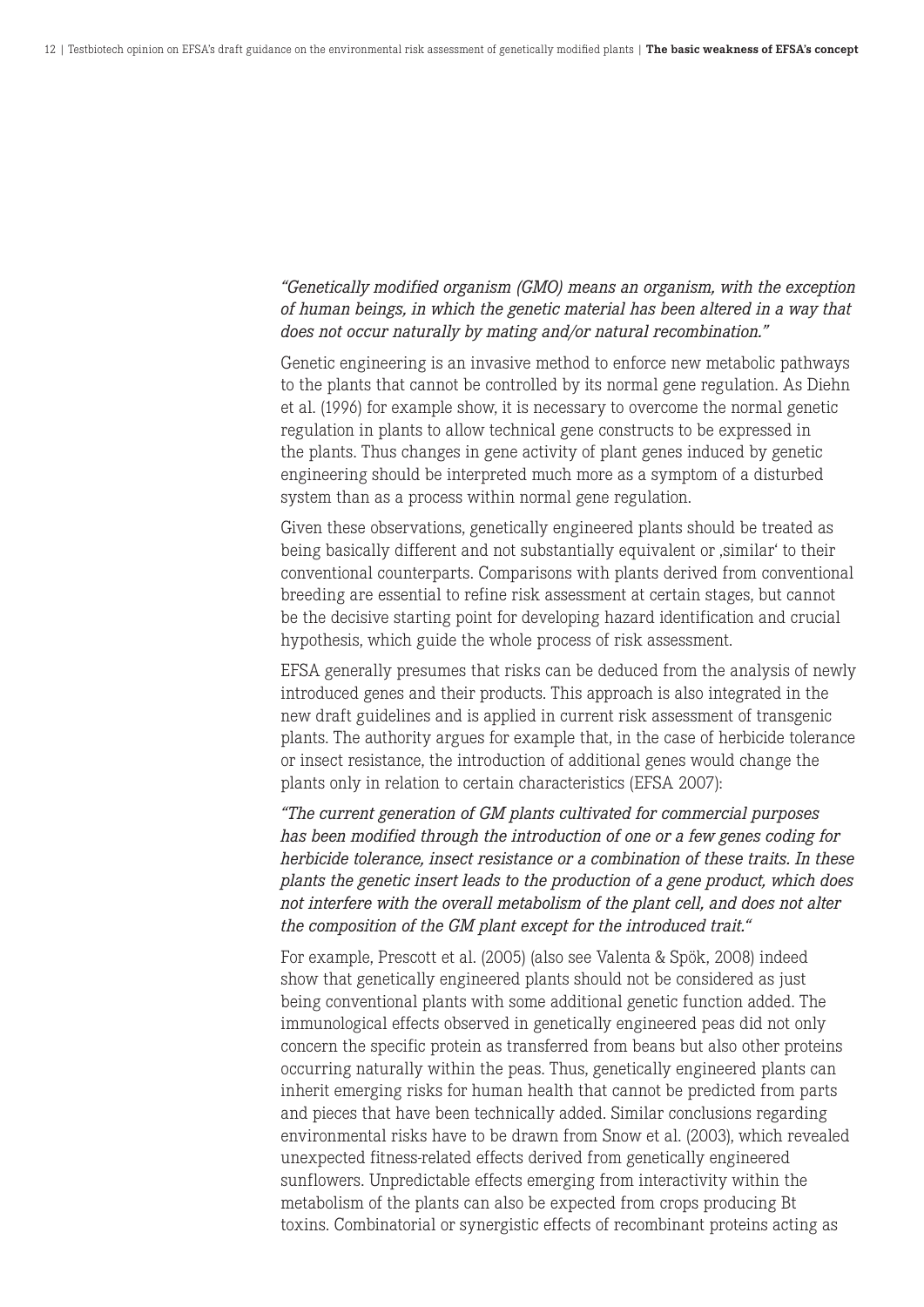*"Genetically modified organism (GMO) means an organism, with the exception of human beings, in which the genetic material has been altered in a way that does not occur naturally by mating and/or natural recombination."*

Genetic engineering is an invasive method to enforce new metabolic pathways to the plants that cannot be controlled by its normal gene regulation. As Diehn et al. (1996) for example show, it is necessary to overcome the normal genetic regulation in plants to allow technical gene constructs to be expressed in the plants. Thus changes in gene activity of plant genes induced by genetic engineering should be interpreted much more as a symptom of a disturbed system than as a process within normal gene regulation.

Given these observations, genetically engineered plants should be treated as being basically different and not substantially equivalent or ‚similar' to their conventional counterparts. Comparisons with plants derived from conventional breeding are essential to refine risk assessment at certain stages, but cannot be the decisive starting point for developing hazard identification and crucial hypothesis, which guide the whole process of risk assessment.

EFSA generally presumes that risks can be deduced from the analysis of newly introduced genes and their products. This approach is also integrated in the new draft guidelines and is applied in current risk assessment of transgenic plants. The authority argues for example that, in the case of herbicide tolerance or insect resistance, the introduction of additional genes would change the plants only in relation to certain characteristics (EFSA 2007):

*"The current generation of GM plants cultivated for commercial purposes has been modified through the introduction of one or a few genes coding for herbicide tolerance, insect resistance or a combination of these traits. In these plants the genetic insert leads to the production of a gene product, which does not interfere with the overall metabolism of the plant cell, and does not alter the composition of the GM plant except for the introduced trait."*

For example, Prescott et al. (2005) (also see Valenta & Spök, 2008) indeed show that genetically engineered plants should not be considered as just being conventional plants with some additional genetic function added. The immunological effects observed in genetically engineered peas did not only concern the specific protein as transferred from beans but also other proteins occurring naturally within the peas. Thus, genetically engineered plants can inherit emerging risks for human health that cannot be predicted from parts and pieces that have been technically added. Similar conclusions regarding environmental risks have to be drawn from Snow et al. (2003), which revealed unexpected fitness-related effects derived from genetically engineered sunflowers. Unpredictable effects emerging from interactivity within the metabolism of the plants can also be expected from crops producing Bt toxins. Combinatorial or synergistic effects of recombinant proteins acting as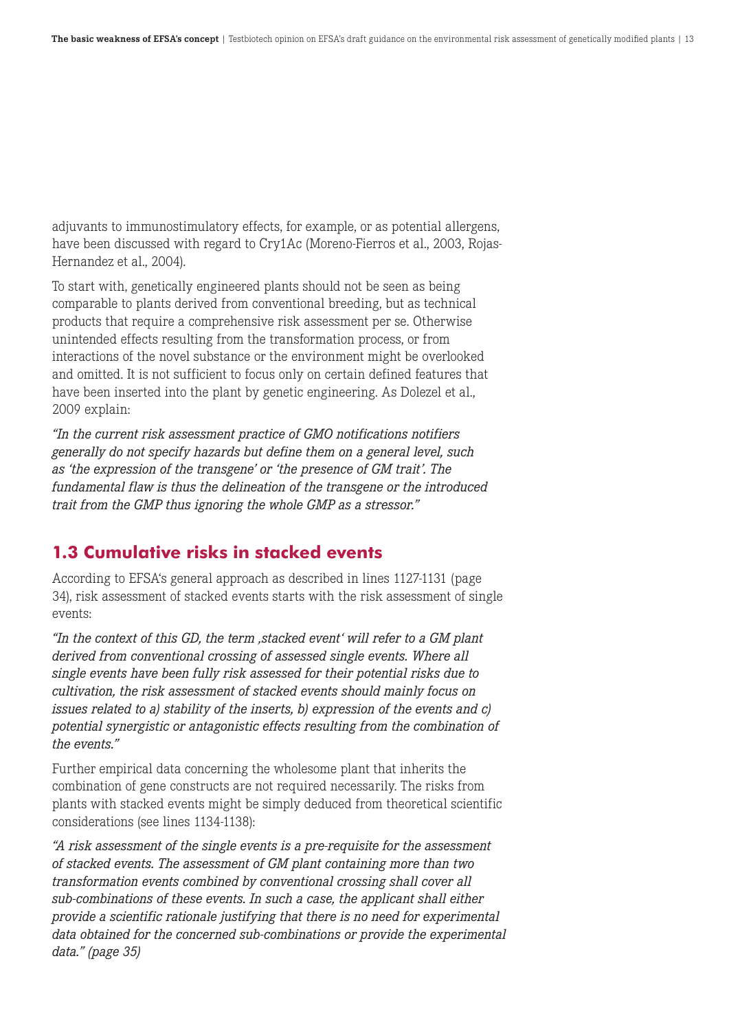adjuvants to immunostimulatory effects, for example, or as potential allergens, have been discussed with regard to Cry1Ac (Moreno-Fierros et al., 2003, Rojas-Hernandez et al., 2004).

To start with, genetically engineered plants should not be seen as being comparable to plants derived from conventional breeding, but as technical products that require a comprehensive risk assessment per se. Otherwise unintended effects resulting from the transformation process, or from interactions of the novel substance or the environment might be overlooked and omitted. It is not sufficient to focus only on certain defined features that have been inserted into the plant by genetic engineering. As Dolezel et al., 2009 explain:

*"In the current risk assessment practice of GMO notifications notifiers generally do not specify hazards but define them on a general level, such as 'the expression of the transgene' or 'the presence of GM trait'. The fundamental flaw is thus the delineation of the transgene or the introduced trait from the GMP thus ignoring the whole GMP as a stressor."*

## 1.3 Cumulative risks in stacked events

According to EFSA's general approach as described in lines 1127-1131 (page 34), risk assessment of stacked events starts with the risk assessment of single events:

*"In the context of this GD, the term ‚stacked event' will refer to a GM plant derived from conventional crossing of assessed single events. Where all single events have been fully risk assessed for their potential risks due to cultivation, the risk assessment of stacked events should mainly focus on issues related to a) stability of the inserts, b) expression of the events and c) potential synergistic or antagonistic effects resulting from the combination of the events."*

Further empirical data concerning the wholesome plant that inherits the combination of gene constructs are not required necessarily. The risks from plants with stacked events might be simply deduced from theoretical scientific considerations (see lines 1134-1138):

*"A risk assessment of the single events is a pre-requisite for the assessment of stacked events. The assessment of GM plant containing more than two transformation events combined by conventional crossing shall cover all sub-combinations of these events. In such a case, the applicant shall either provide a scientific rationale justifying that there is no need for experimental data obtained for the concerned sub-combinations or provide the experimental data." (page 35)*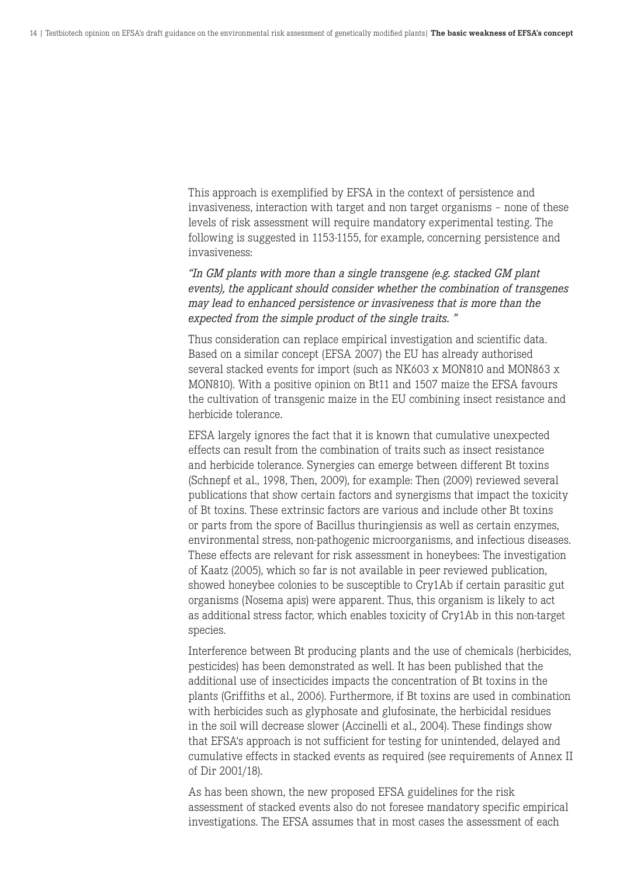This approach is exemplified by EFSA in the context of persistence and invasiveness, interaction with target and non target organisms – none of these levels of risk assessment will require mandatory experimental testing. The following is suggested in 1153-1155, for example, concerning persistence and invasiveness:

*"In GM plants with more than a single transgene (e.g. stacked GM plant events), the applicant should consider whether the combination of transgenes may lead to enhanced persistence or invasiveness that is more than the expected from the simple product of the single traits. "*

Thus consideration can replace empirical investigation and scientific data. Based on a similar concept (EFSA 2007) the EU has already authorised several stacked events for import (such as NK603 x MON810 and MON863 x MON810). With a positive opinion on Bt11 and 1507 maize the EFSA favours the cultivation of transgenic maize in the EU combining insect resistance and herbicide tolerance.

EFSA largely ignores the fact that it is known that cumulative unexpected effects can result from the combination of traits such as insect resistance and herbicide tolerance. Synergies can emerge between different Bt toxins (Schnepf et al., 1998, Then, 2009), for example: Then (2009) reviewed several publications that show certain factors and synergisms that impact the toxicity of Bt toxins. These extrinsic factors are various and include other Bt toxins or parts from the spore of Bacillus thuringiensis as well as certain enzymes, environmental stress, non-pathogenic microorganisms, and infectious diseases. These effects are relevant for risk assessment in honeybees: The investigation of Kaatz (2005), which so far is not available in peer reviewed publication, showed honeybee colonies to be susceptible to Cry1Ab if certain parasitic gut organisms (Nosema apis) were apparent. Thus, this organism is likely to act as additional stress factor, which enables toxicity of Cry1Ab in this non-target species.

Interference between Bt producing plants and the use of chemicals (herbicides, pesticides) has been demonstrated as well. It has been published that the additional use of insecticides impacts the concentration of Bt toxins in the plants (Griffiths et al., 2006). Furthermore, if Bt toxins are used in combination with herbicides such as glyphosate and glufosinate, the herbicidal residues in the soil will decrease slower (Accinelli et al., 2004). These findings show that EFSA's approach is not sufficient for testing for unintended, delayed and cumulative effects in stacked events as required (see requirements of Annex II of Dir 2001/18).

As has been shown, the new proposed EFSA guidelines for the risk assessment of stacked events also do not foresee mandatory specific empirical investigations. The EFSA assumes that in most cases the assessment of each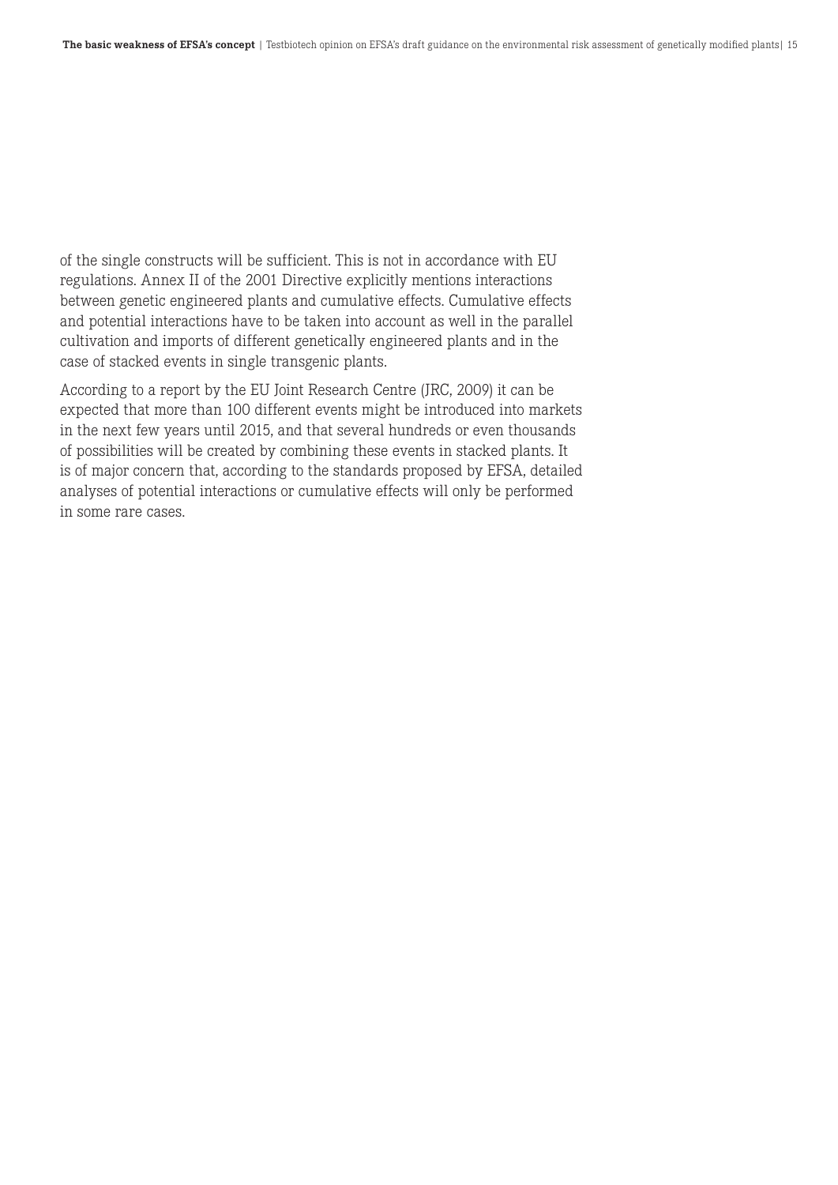of the single constructs will be sufficient. This is not in accordance with EU regulations. Annex II of the 2001 Directive explicitly mentions interactions between genetic engineered plants and cumulative effects. Cumulative effects and potential interactions have to be taken into account as well in the parallel cultivation and imports of different genetically engineered plants and in the case of stacked events in single transgenic plants.

According to a report by the EU Joint Research Centre (JRC, 2009) it can be expected that more than 100 different events might be introduced into markets in the next few years until 2015, and that several hundreds or even thousands of possibilities will be created by combining these events in stacked plants. It is of major concern that, according to the standards proposed by EFSA, detailed analyses of potential interactions or cumulative effects will only be performed in some rare cases.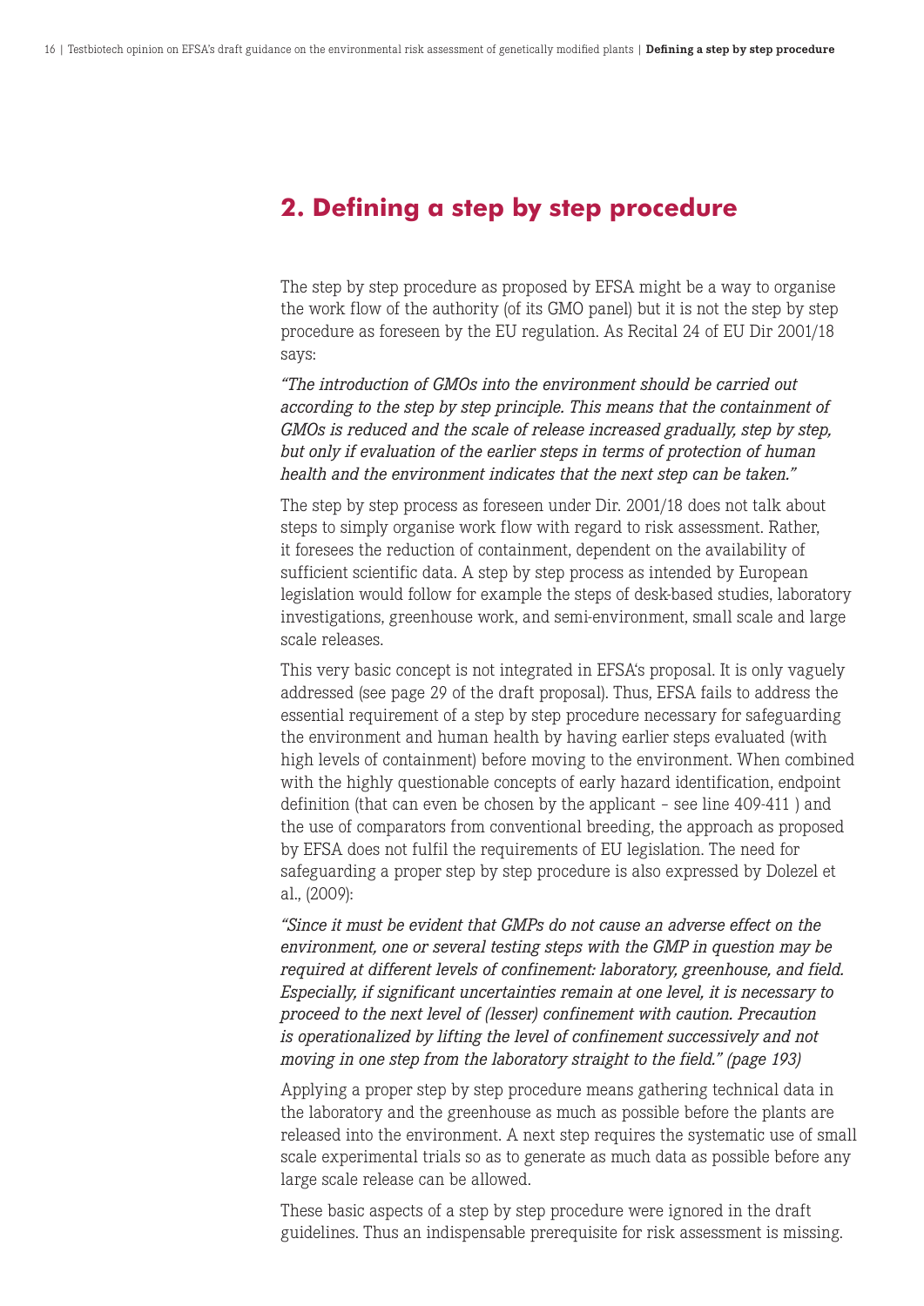## 2. Defining a step by step procedure

The step by step procedure as proposed by EFSA might be a way to organise the work flow of the authority (of its GMO panel) but it is not the step by step procedure as foreseen by the EU regulation. As Recital 24 of EU Dir 2001/18 says:

*"The introduction of GMOs into the environment should be carried out according to the step by step principle. This means that the containment of GMOs is reduced and the scale of release increased gradually, step by step, but only if evaluation of the earlier steps in terms of protection of human health and the environment indicates that the next step can be taken."*

The step by step process as foreseen under Dir. 2001/18 does not talk about steps to simply organise work flow with regard to risk assessment. Rather, it foresees the reduction of containment, dependent on the availability of sufficient scientific data. A step by step process as intended by European legislation would follow for example the steps of desk-based studies, laboratory investigations, greenhouse work, and semi-environment, small scale and large scale releases.

This very basic concept is not integrated in EFSA's proposal. It is only vaguely addressed (see page 29 of the draft proposal). Thus, EFSA fails to address the essential requirement of a step by step procedure necessary for safeguarding the environment and human health by having earlier steps evaluated (with high levels of containment) before moving to the environment. When combined with the highly questionable concepts of early hazard identification, endpoint definition (that can even be chosen by the applicant – see line 409-411 ) and the use of comparators from conventional breeding, the approach as proposed by EFSA does not fulfil the requirements of EU legislation. The need for safeguarding a proper step by step procedure is also expressed by Dolezel et al., (2009):

*"Since it must be evident that GMPs do not cause an adverse effect on the environment, one or several testing steps with the GMP in question may be required at different levels of confinement: laboratory, greenhouse, and field. Especially, if significant uncertainties remain at one level, it is necessary to proceed to the next level of (lesser) confinement with caution. Precaution is operationalized by lifting the level of confinement successively and not moving in one step from the laboratory straight to the field." (page 193)*

Applying a proper step by step procedure means gathering technical data in the laboratory and the greenhouse as much as possible before the plants are released into the environment. A next step requires the systematic use of small scale experimental trials so as to generate as much data as possible before any large scale release can be allowed.

These basic aspects of a step by step procedure were ignored in the draft guidelines. Thus an indispensable prerequisite for risk assessment is missing.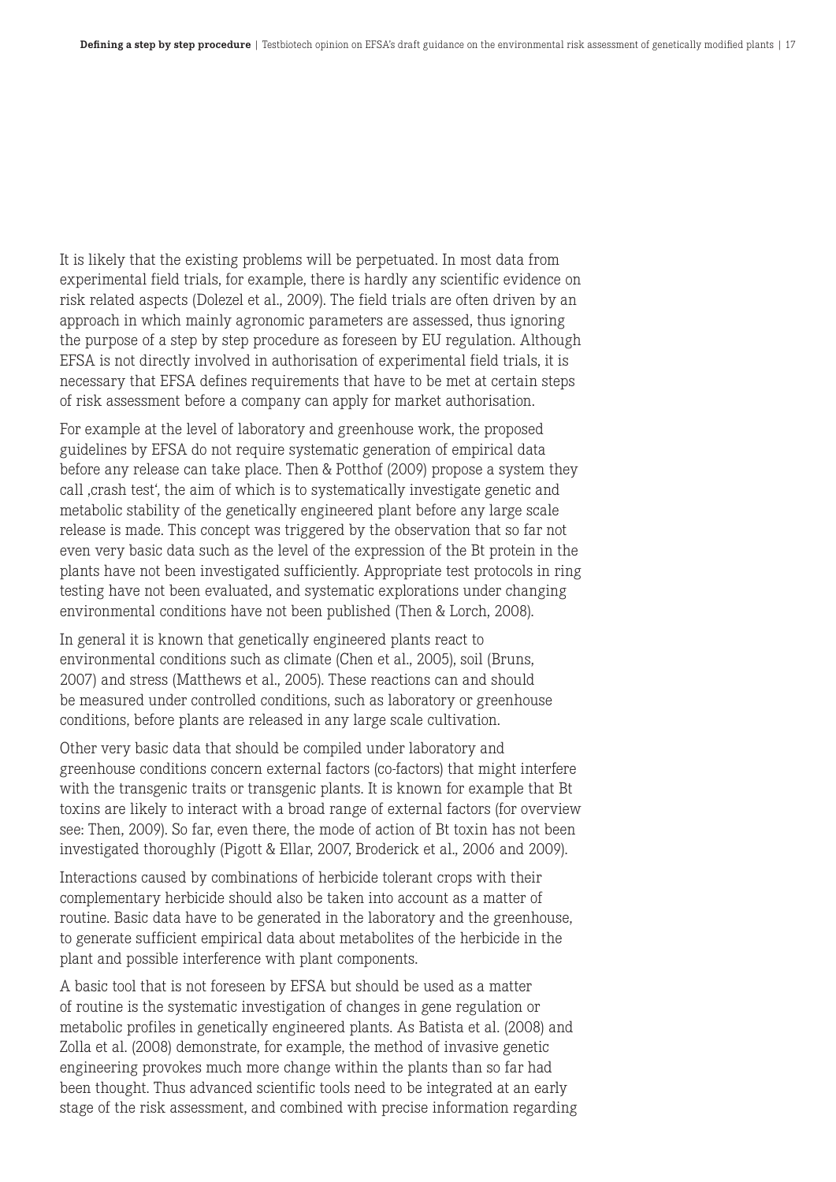It is likely that the existing problems will be perpetuated. In most data from experimental field trials, for example, there is hardly any scientific evidence on risk related aspects (Dolezel et al., 2009). The field trials are often driven by an approach in which mainly agronomic parameters are assessed, thus ignoring the purpose of a step by step procedure as foreseen by EU regulation. Although EFSA is not directly involved in authorisation of experimental field trials, it is necessary that EFSA defines requirements that have to be met at certain steps of risk assessment before a company can apply for market authorisation.

For example at the level of laboratory and greenhouse work, the proposed guidelines by EFSA do not require systematic generation of empirical data before any release can take place. Then & Potthof (2009) propose a system they call ‚crash test', the aim of which is to systematically investigate genetic and metabolic stability of the genetically engineered plant before any large scale release is made. This concept was triggered by the observation that so far not even very basic data such as the level of the expression of the Bt protein in the plants have not been investigated sufficiently. Appropriate test protocols in ring testing have not been evaluated, and systematic explorations under changing environmental conditions have not been published (Then & Lorch, 2008).

In general it is known that genetically engineered plants react to environmental conditions such as climate (Chen et al., 2005), soil (Bruns, 2007) and stress (Matthews et al., 2005). These reactions can and should be measured under controlled conditions, such as laboratory or greenhouse conditions, before plants are released in any large scale cultivation.

Other very basic data that should be compiled under laboratory and greenhouse conditions concern external factors (co-factors) that might interfere with the transgenic traits or transgenic plants. It is known for example that Bt toxins are likely to interact with a broad range of external factors (for overview see: Then, 2009). So far, even there, the mode of action of Bt toxin has not been investigated thoroughly (Pigott & Ellar, 2007, Broderick et al., 2006 and 2009).

Interactions caused by combinations of herbicide tolerant crops with their complementary herbicide should also be taken into account as a matter of routine. Basic data have to be generated in the laboratory and the greenhouse, to generate sufficient empirical data about metabolites of the herbicide in the plant and possible interference with plant components.

A basic tool that is not foreseen by EFSA but should be used as a matter of routine is the systematic investigation of changes in gene regulation or metabolic profiles in genetically engineered plants. As Batista et al. (2008) and Zolla et al. (2008) demonstrate, for example, the method of invasive genetic engineering provokes much more change within the plants than so far had been thought. Thus advanced scientific tools need to be integrated at an early stage of the risk assessment, and combined with precise information regarding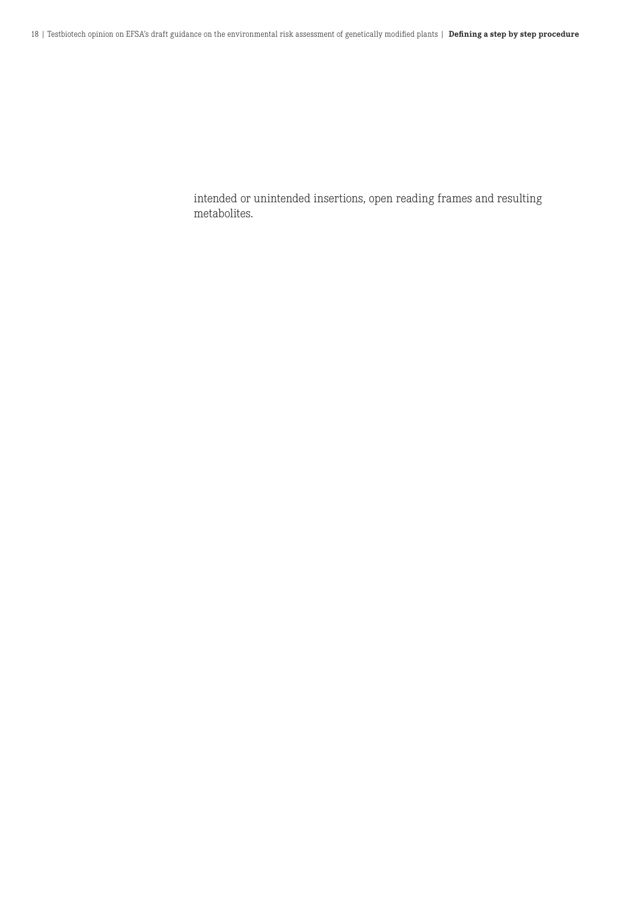intended or unintended insertions, open reading frames and resulting metabolites.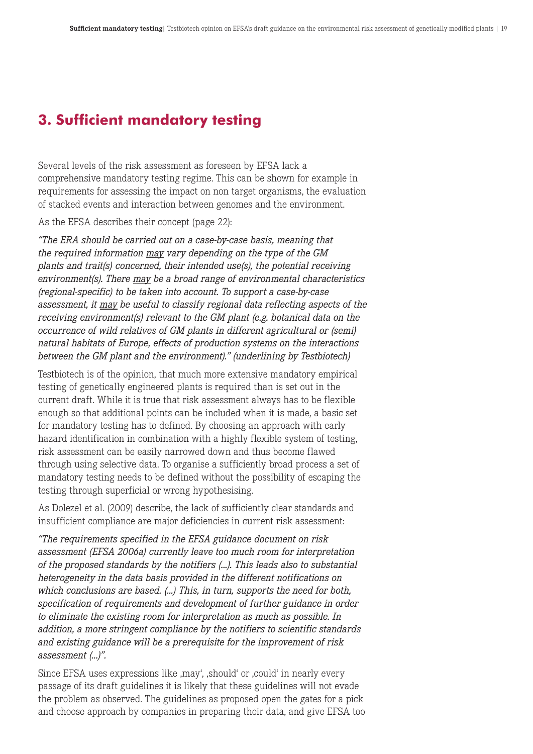## 3. Sufficient mandatory testing

Several levels of the risk assessment as foreseen by EFSA lack a comprehensive mandatory testing regime. This can be shown for example in requirements for assessing the impact on non target organisms, the evaluation of stacked events and interaction between genomes and the environment.

As the EFSA describes their concept (page 22):

*"The ERA should be carried out on a case-by-case basis, meaning that the required information <u>may</u> vary depending on the type of the GM plants and trait(s) concerned, their intended use(s), the potential receiving environment(s). There <u>may</u> be a broad range of environmental characteristics (regional-specific) to be taken into account. To support a case-by-case assessment, it <u>may</u> be useful to classify regional data reflecting aspects of the receiving environment(s) relevant to the GM plant (e.g. botanical data on the occurrence of wild relatives of GM plants in different agricultural or (semi) natural habitats of Europe, effects of production systems on the interactions between the GM plant and the environment)." (underlining by Testbiotech)*

Testbiotech is of the opinion, that much more extensive mandatory empirical testing of genetically engineered plants is required than is set out in the current draft. While it is true that risk assessment always has to be flexible enough so that additional points can be included when it is made, a basic set for mandatory testing has to defined. By choosing an approach with early hazard identification in combination with a highly flexible system of testing, risk assessment can be easily narrowed down and thus become flawed through using selective data. To organise a sufficiently broad process a set of mandatory testing needs to be defined without the possibility of escaping the testing through superficial or wrong hypothesising.

As Dolezel et al. (2009) describe, the lack of sufficiently clear standards and insufficient compliance are major deficiencies in current risk assessment:

*"The requirements specified in the EFSA guidance document on risk assessment (EFSA 2006a) currently leave too much room for interpretation of the proposed standards by the notifiers (...). This leads also to substantial heterogeneity in the data basis provided in the different notifications on which conclusions are based. (...) This, in turn, supports the need for both, specification of requirements and development of further guidance in order to eliminate the existing room for interpretation as much as possible. In addition, a more stringent compliance by the notifiers to scientific standards and existing guidance will be a prerequisite for the improvement of risk assessment (...)".*

Since EFSA uses expressions like ‚may', ‚should' or ‚could' in nearly every passage of its draft guidelines it is likely that these guidelines will not evade the problem as observed. The guidelines as proposed open the gates for a pick and choose approach by companies in preparing their data, and give EFSA too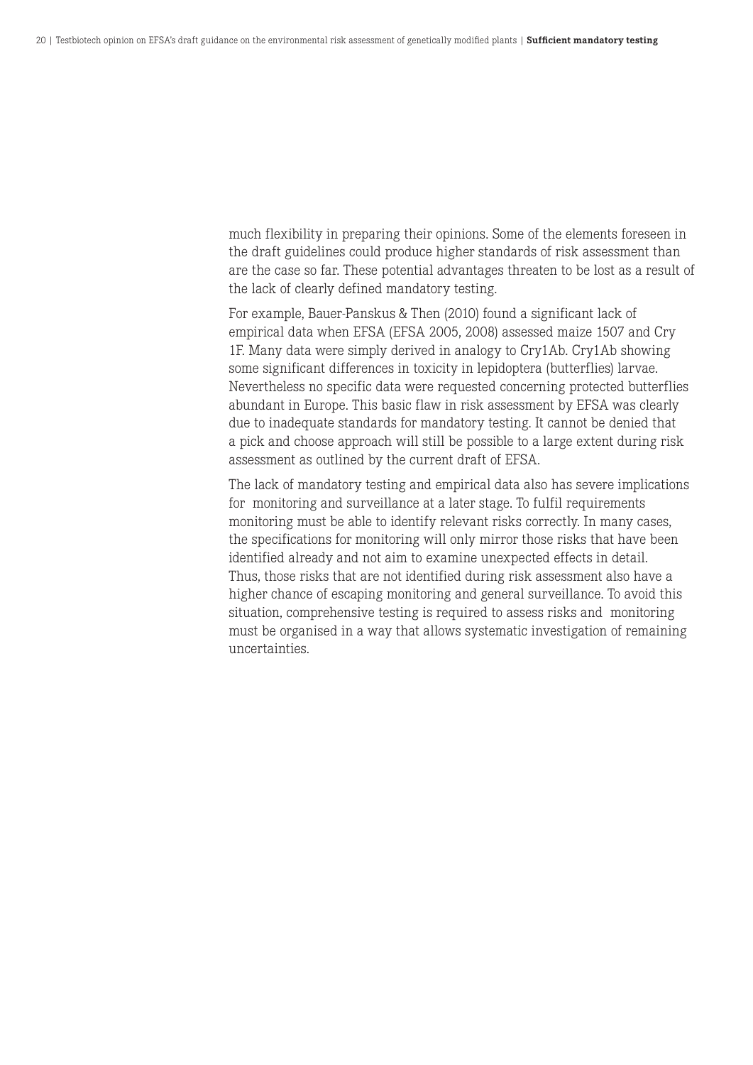much flexibility in preparing their opinions. Some of the elements foreseen in the draft guidelines could produce higher standards of risk assessment than are the case so far. These potential advantages threaten to be lost as a result of the lack of clearly defined mandatory testing.

For example, Bauer-Panskus & Then (2010) found a significant lack of empirical data when EFSA (EFSA 2005, 2008) assessed maize 1507 and Cry 1F. Many data were simply derived in analogy to Cry1Ab. Cry1Ab showing some significant differences in toxicity in lepidoptera (butterflies) larvae. Nevertheless no specific data were requested concerning protected butterflies abundant in Europe. This basic flaw in risk assessment by EFSA was clearly due to inadequate standards for mandatory testing. It cannot be denied that a pick and choose approach will still be possible to a large extent during risk assessment as outlined by the current draft of EFSA.

The lack of mandatory testing and empirical data also has severe implications for monitoring and surveillance at a later stage. To fulfil requirements monitoring must be able to identify relevant risks correctly. In many cases, the specifications for monitoring will only mirror those risks that have been identified already and not aim to examine unexpected effects in detail. Thus, those risks that are not identified during risk assessment also have a higher chance of escaping monitoring and general surveillance. To avoid this situation, comprehensive testing is required to assess risks and monitoring must be organised in a way that allows systematic investigation of remaining uncertainties.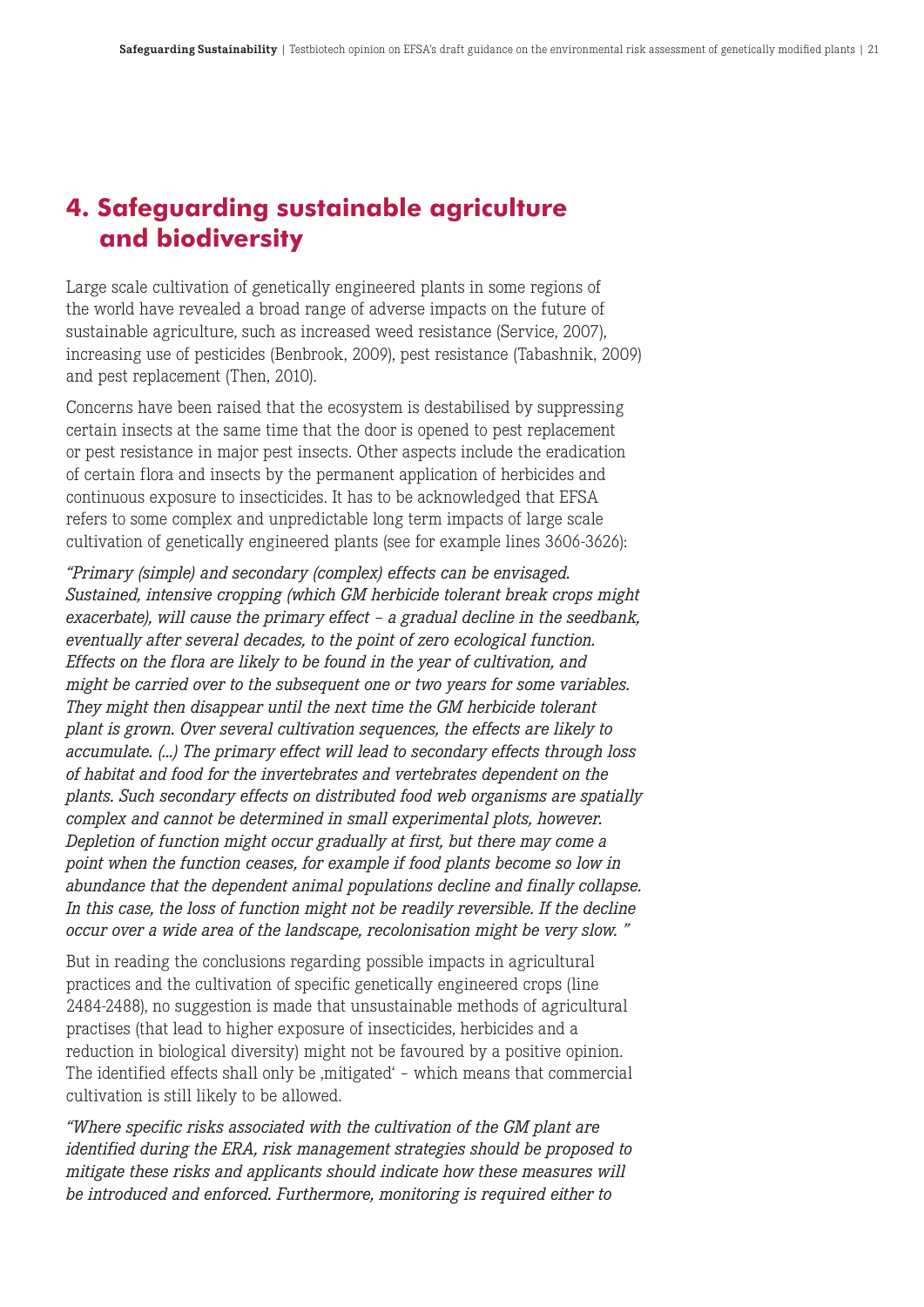## 4. Safeguarding sustainable agriculture and biodiversity

Large scale cultivation of genetically engineered plants in some regions of the world have revealed a broad range of adverse impacts on the future of sustainable agriculture, such as increased weed resistance (Service, 2007), increasing use of pesticides (Benbrook, 2009), pest resistance (Tabashnik, 2009) and pest replacement (Then, 2010).

Concerns have been raised that the ecosystem is destabilised by suppressing certain insects at the same time that the door is opened to pest replacement or pest resistance in major pest insects. Other aspects include the eradication of certain flora and insects by the permanent application of herbicides and continuous exposure to insecticides. It has to be acknowledged that EFSA refers to some complex and unpredictable long term impacts of large scale cultivation of genetically engineered plants (see for example lines 3606-3626):

*"Primary (simple) and secondary (complex) effects can be envisaged. Sustained, intensive cropping (which GM herbicide tolerant break crops might exacerbate), will cause the primary effect – a gradual decline in the seedbank, eventually after several decades, to the point of zero ecological function. Effects on the flora are likely to be found in the year of cultivation, and might be carried over to the subsequent one or two years for some variables. They might then disappear until the next time the GM herbicide tolerant plant is grown. Over several cultivation sequences, the effects are likely to accumulate. (...) The primary effect will lead to secondary effects through loss of habitat and food for the invertebrates and vertebrates dependent on the plants. Such secondary effects on distributed food web organisms are spatially complex and cannot be determined in small experimental plots, however. Depletion of function might occur gradually at first, but there may come a point when the function ceases, for example if food plants become so low in abundance that the dependent animal populations decline and finally collapse. In this case, the loss of function might not be readily reversible. If the decline occur over a wide area of the landscape, recolonisation might be very slow. "*

But in reading the conclusions regarding possible impacts in agricultural practices and the cultivation of specific genetically engineered crops (line 2484-2488), no suggestion is made that unsustainable methods of agricultural practises (that lead to higher exposure of insecticides, herbicides and a reduction in biological diversity) might not be favoured by a positive opinion. The identified effects shall only be ‚mitigated' – which means that commercial cultivation is still likely to be allowed.

*"Where specific risks associated with the cultivation of the GM plant are identified during the ERA, risk management strategies should be proposed to mitigate these risks and applicants should indicate how these measures will be introduced and enforced. Furthermore, monitoring is required either to*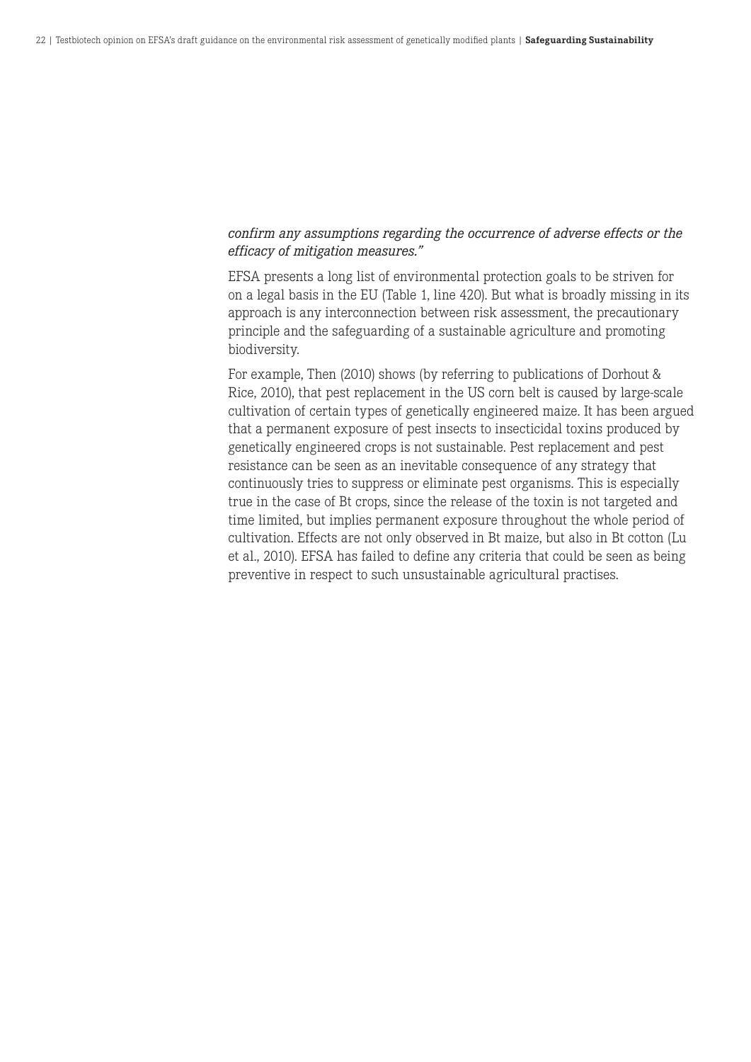*confirm any assumptions regarding the occurrence of adverse effects or the efficacy of mitigation measures."*

EFSA presents a long list of environmental protection goals to be striven for on a legal basis in the EU (Table 1, line 420). But what is broadly missing in its approach is any interconnection between risk assessment, the precautionary principle and the safeguarding of a sustainable agriculture and promoting biodiversity.

For example, Then (2010) shows (by referring to publications of Dorhout & Rice, 2010), that pest replacement in the US corn belt is caused by large-scale cultivation of certain types of genetically engineered maize. It has been argued that a permanent exposure of pest insects to insecticidal toxins produced by genetically engineered crops is not sustainable. Pest replacement and pest resistance can be seen as an inevitable consequence of any strategy that continuously tries to suppress or eliminate pest organisms. This is especially true in the case of Bt crops, since the release of the toxin is not targeted and time limited, but implies permanent exposure throughout the whole period of cultivation. Effects are not only observed in Bt maize, but also in Bt cotton (Lu et al., 2010). EFSA has failed to define any criteria that could be seen as being preventive in respect to such unsustainable agricultural practises.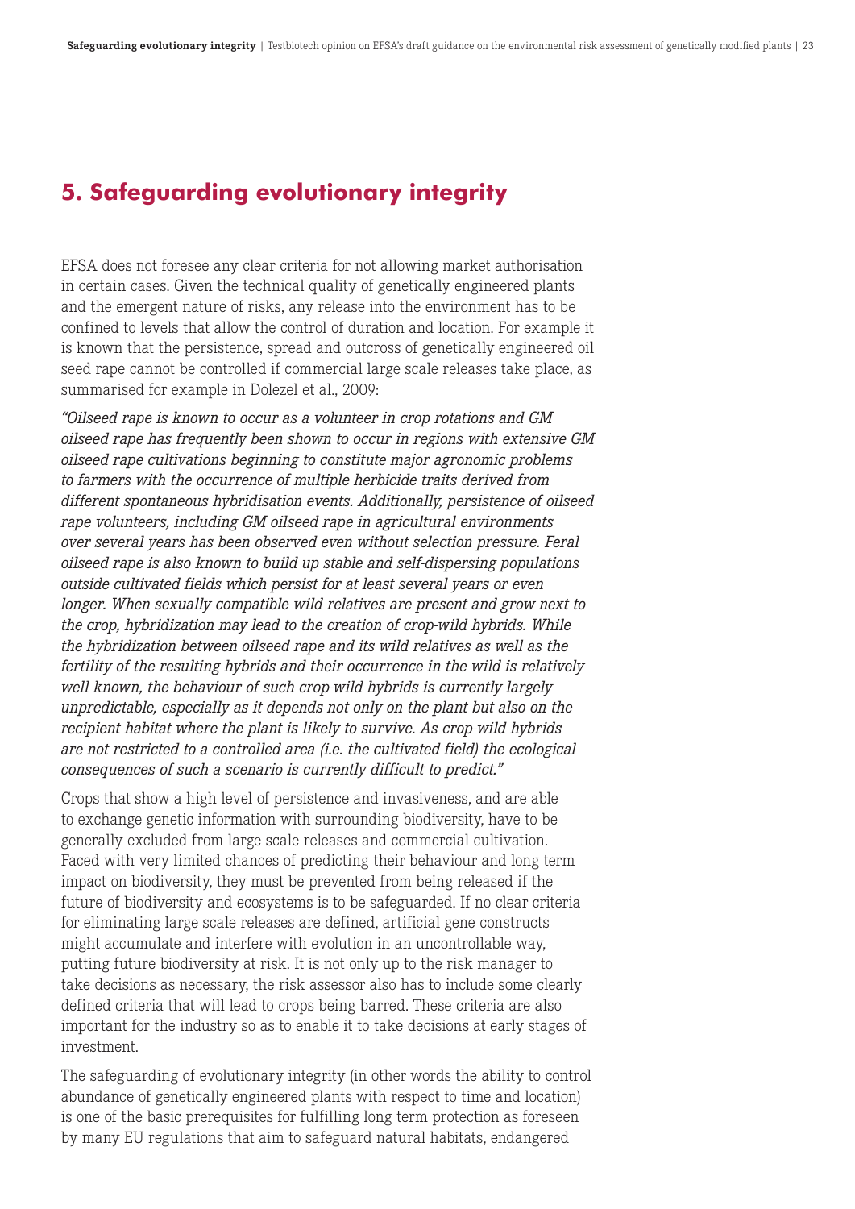## 5. Safeguarding evolutionary integrity

EFSA does not foresee any clear criteria for not allowing market authorisation in certain cases. Given the technical quality of genetically engineered plants and the emergent nature of risks, any release into the environment has to be confined to levels that allow the control of duration and location. For example it is known that the persistence, spread and outcross of genetically engineered oil seed rape cannot be controlled if commercial large scale releases take place, as summarised for example in Dolezel et al., 2009:

*"Oilseed rape is known to occur as a volunteer in crop rotations and GM oilseed rape has frequently been shown to occur in regions with extensive GM oilseed rape cultivations beginning to constitute major agronomic problems to farmers with the occurrence of multiple herbicide traits derived from different spontaneous hybridisation events. Additionally, persistence of oilseed rape volunteers, including GM oilseed rape in agricultural environments over several years has been observed even without selection pressure. Feral oilseed rape is also known to build up stable and self-dispersing populations outside cultivated fields which persist for at least several years or even longer. When sexually compatible wild relatives are present and grow next to the crop, hybridization may lead to the creation of crop-wild hybrids. While the hybridization between oilseed rape and its wild relatives as well as the fertility of the resulting hybrids and their occurrence in the wild is relatively well known, the behaviour of such crop-wild hybrids is currently largely unpredictable, especially as it depends not only on the plant but also on the recipient habitat where the plant is likely to survive. As crop-wild hybrids are not restricted to a controlled area (i.e. the cultivated field) the ecological consequences of such a scenario is currently difficult to predict."*

Crops that show a high level of persistence and invasiveness, and are able to exchange genetic information with surrounding biodiversity, have to be generally excluded from large scale releases and commercial cultivation. Faced with very limited chances of predicting their behaviour and long term impact on biodiversity, they must be prevented from being released if the future of biodiversity and ecosystems is to be safeguarded. If no clear criteria for eliminating large scale releases are defined, artificial gene constructs might accumulate and interfere with evolution in an uncontrollable way, putting future biodiversity at risk. It is not only up to the risk manager to take decisions as necessary, the risk assessor also has to include some clearly defined criteria that will lead to crops being barred. These criteria are also important for the industry so as to enable it to take decisions at early stages of investment.

The safeguarding of evolutionary integrity (in other words the ability to control abundance of genetically engineered plants with respect to time and location) is one of the basic prerequisites for fulfilling long term protection as foreseen by many EU regulations that aim to safeguard natural habitats, endangered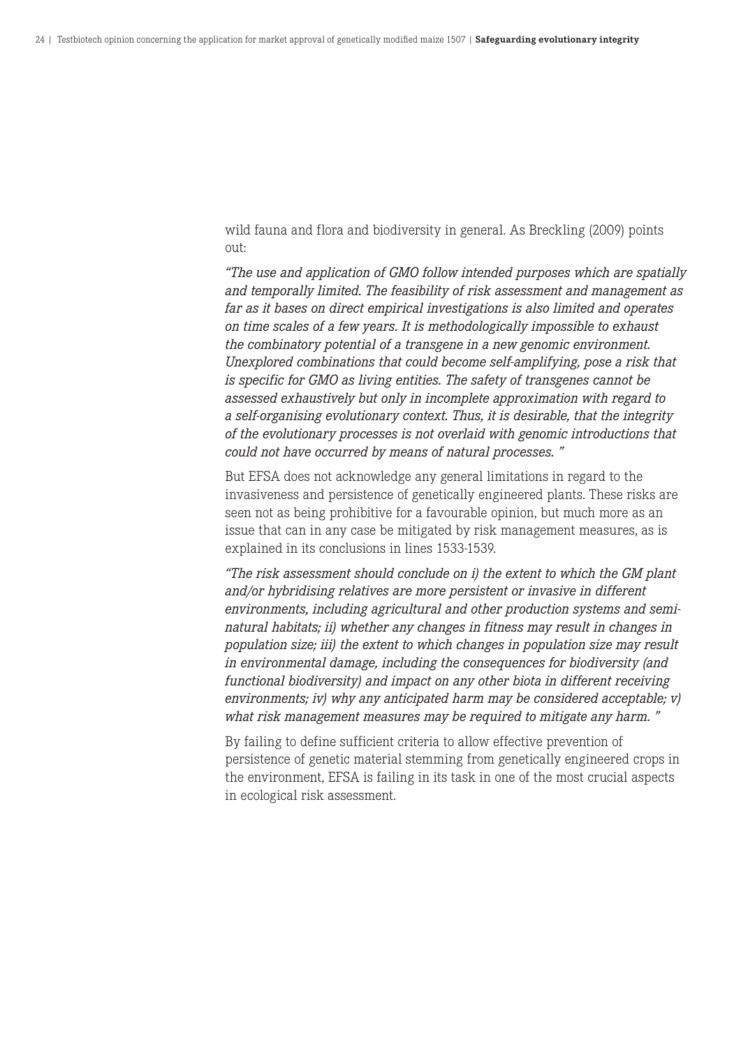wild fauna and flora and biodiversity in general. As Breckling (2009) points out:

*"The use and application of GMO follow intended purposes which are spatially and temporally limited. The feasibility of risk assessment and management as far as it bases on direct empirical investigations is also limited and operates on time scales of a few years. It is methodologically impossible to exhaust the combinatory potential of a transgene in a new genomic environment. Unexplored combinations that could become self-amplifying, pose a risk that is specific for GMO as living entities. The safety of transgenes cannot be assessed exhaustively but only in incomplete approximation with regard to a self-organising evolutionary context. Thus, it is desirable, that the integrity of the evolutionary processes is not overlaid with genomic introductions that could not have occurred by means of natural processes. "*

But EFSA does not acknowledge any general limitations in regard to the invasiveness and persistence of genetically engineered plants. These risks are seen not as being prohibitive for a favourable opinion, but much more as an issue that can in any case be mitigated by risk management measures, as is explained in its conclusions in lines 1533-1539.

*"The risk assessment should conclude on i) the extent to which the GM plant and/or hybridising relatives are more persistent or invasive in different environments, including agricultural and other production systems and semi-natural habitats; ii) whether any changes in fitness may result in changes in population size; iii) the extent to which changes in population size may result in environmental damage, including the consequences for biodiversity (and functional biodiversity) and impact on any other biota in different receiving environments; iv) why any anticipated harm may be considered acceptable; v) what risk management measures may be required to mitigate any harm. "*

By failing to define sufficient criteria to allow effective prevention of persistence of genetic material stemming from genetically engineered crops in the environment, EFSA is failing in its task in one of the most crucial aspects in ecological risk assessment.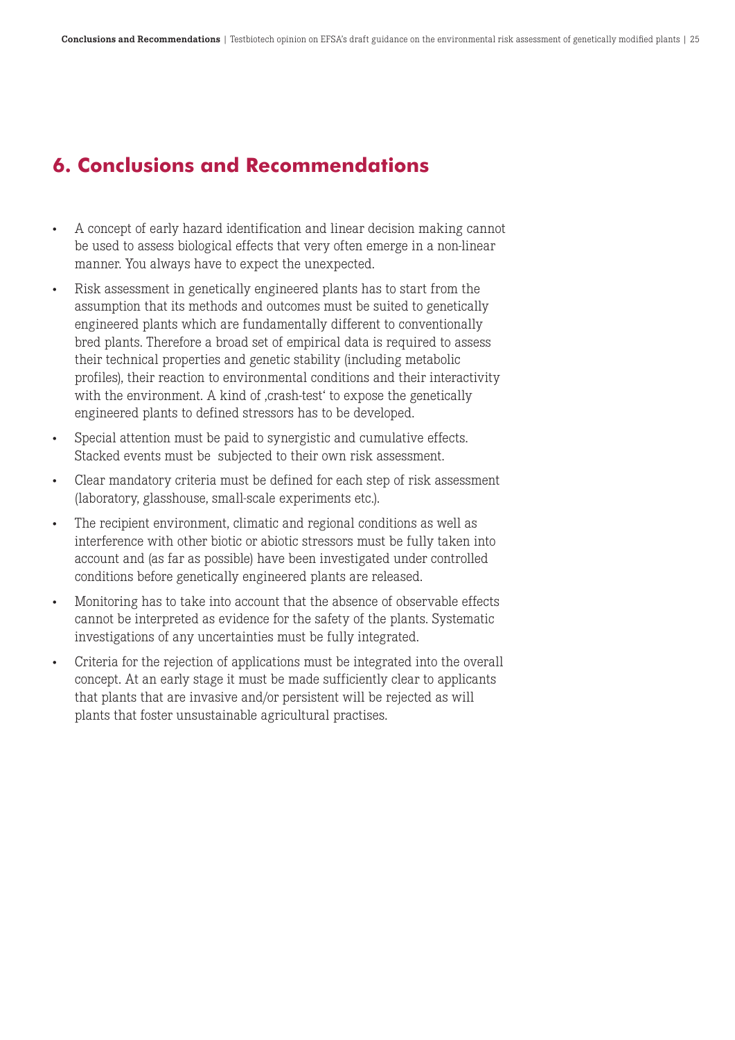## 6. Conclusions and Recommendations

- A concept of early hazard identification and linear decision making cannot be used to assess biological effects that very often emerge in a non-linear manner. You always have to expect the unexpected.
- Risk assessment in genetically engineered plants has to start from the assumption that its methods and outcomes must be suited to genetically engineered plants which are fundamentally different to conventionally bred plants. Therefore a broad set of empirical data is required to assess their technical properties and genetic stability (including metabolic profiles), their reaction to environmental conditions and their interactivity with the environment. A kind of ‚crash-test‘ to expose the genetically engineered plants to defined stressors has to be developed.
- Special attention must be paid to synergistic and cumulative effects. Stacked events must be subjected to their own risk assessment.
- Clear mandatory criteria must be defined for each step of risk assessment (laboratory, glasshouse, small-scale experiments etc.).
- The recipient environment, climatic and regional conditions as well as interference with other biotic or abiotic stressors must be fully taken into account and (as far as possible) have been investigated under controlled conditions before genetically engineered plants are released.
- Monitoring has to take into account that the absence of observable effects cannot be interpreted as evidence for the safety of the plants. Systematic investigations of any uncertainties must be fully integrated.
- Criteria for the rejection of applications must be integrated into the overall concept. At an early stage it must be made sufficiently clear to applicants that plants that are invasive and/or persistent will be rejected as will plants that foster unsustainable agricultural practises.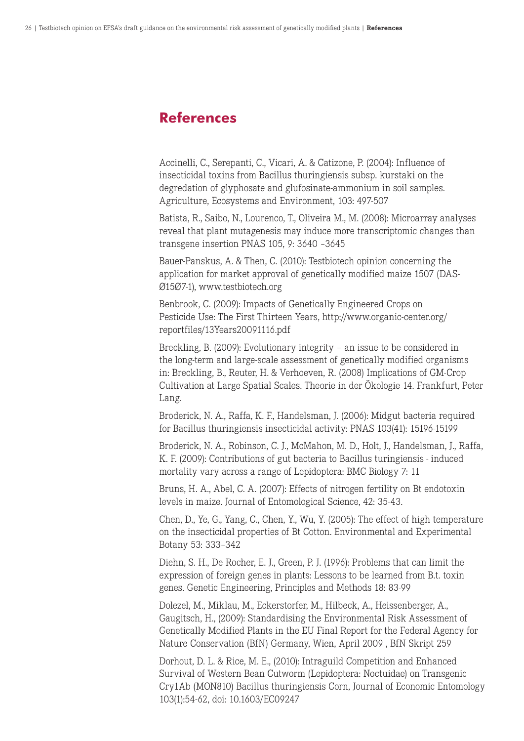## References

Accinelli, C., Serepanti, C., Vicari, A. & Catizone, P. (2004): Influence of insecticidal toxins from Bacillus thuringiensis subsp. kurstaki on the degredation of glyphosate and glufosinate-ammonium in soil samples. Agriculture, Ecosystems and Environment, 103: 497-507

Batista, R., Saibo, N., Lourenco, T., Oliveira M., M. (2008): Microarray analyses reveal that plant mutagenesis may induce more transcriptomic changes than transgene insertion PNAS 105, 9: 3640 –3645

Bauer-Panskus, A. & Then, C. (2010): Testbiotech opinion concerning the application for market approval of genetically modified maize 1507 (DAS-Ø15Ø7-1), www.testbiotech.org

Benbrook, C. (2009): Impacts of Genetically Engineered Crops on Pesticide Use: The First Thirteen Years, http://www.organic-center.org/reportfiles/13Years20091116.pdf

Breckling, B. (2009): Evolutionary integrity – an issue to be considered in the long-term and large-scale assessment of genetically modified organisms in: Breckling, B., Reuter, H. & Verhoeven, R. (2008) Implications of GM-Crop Cultivation at Large Spatial Scales. Theorie in der Ökologie 14. Frankfurt, Peter Lang.

Broderick, N. A., Raffa, K. F., Handelsman, J. (2006): Midgut bacteria required for Bacillus thuringiensis insecticidal activity: PNAS 103(41): 15196-15199

Broderick, N. A., Robinson, C. J., McMahon, M. D., Holt, J., Handelsman, J., Raffa, K. F. (2009): Contributions of gut bacteria to Bacillus turingiensis - induced mortality vary across a range of Lepidoptera: BMC Biology 7: 11

Bruns, H. A., Abel, C. A. (2007): Effects of nitrogen fertility on Bt endotoxin levels in maize. Journal of Entomological Science, 42: 35-43.

Chen, D., Ye, G., Yang, C., Chen, Y., Wu, Y. (2005): The effect of high temperature on the insecticidal properties of Bt Cotton. Environmental and Experimental Botany 53: 333–342

Diehn, S. H., De Rocher, E. J., Green, P. J. (1996): Problems that can limit the expression of foreign genes in plants: Lessons to be learned from B.t. toxin genes. Genetic Engineering, Principles and Methods 18: 83-99

Dolezel, M., Miklau, M., Eckerstorfer, M., Hilbeck, A., Heissenberger, A., Gaugitsch, H., (2009): Standardising the Environmental Risk Assessment of Genetically Modified Plants in the EU Final Report for the Federal Agency for Nature Conservation (BfN) Germany, Wien, April 2009 , BfN Skript 259

Dorhout, D. L. & Rice, M. E., (2010): Intraguild Competition and Enhanced Survival of Western Bean Cutworm (Lepidoptera: Noctuidae) on Transgenic Cry1Ab (MON810) Bacillus thuringiensis Corn, Journal of Economic Entomology 103(1):54-62, doi: 10.1603/EC09247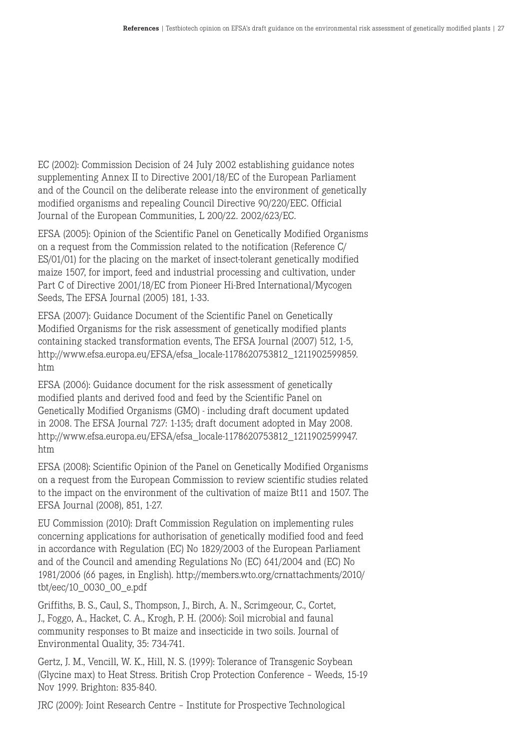EC (2002): Commission Decision of 24 July 2002 establishing guidance notes supplementing Annex II to Directive 2001/18/EC of the European Parliament and of the Council on the deliberate release into the environment of genetically modified organisms and repealing Council Directive 90/220/EEC. Official Journal of the European Communities, L 200/22. 2002/623/EC.

EFSA (2005): Opinion of the Scientific Panel on Genetically Modified Organisms on a request from the Commission related to the notification (Reference C/ES/01/01) for the placing on the market of insect-tolerant genetically modified maize 1507, for import, feed and industrial processing and cultivation, under Part C of Directive 2001/18/EC from Pioneer Hi-Bred International/Mycogen Seeds, The EFSA Journal (2005) 181, 1-33.

EFSA (2007): Guidance Document of the Scientific Panel on Genetically Modified Organisms for the risk assessment of genetically modified plants containing stacked transformation events, The EFSA Journal (2007) 512, 1-5, http://www.efsa.europa.eu/EFSA/efsa_locale-1178620753812_1211902599859.htm

EFSA (2006): Guidance document for the risk assessment of genetically modified plants and derived food and feed by the Scientific Panel on Genetically Modified Organisms (GMO) - including draft document updated in 2008. The EFSA Journal 727: 1-135; draft document adopted in May 2008. http://www.efsa.europa.eu/EFSA/efsa_locale-1178620753812_1211902599947.htm

EFSA (2008): Scientific Opinion of the Panel on Genetically Modified Organisms on a request from the European Commission to review scientific studies related to the impact on the environment of the cultivation of maize Bt11 and 1507. The EFSA Journal (2008), 851, 1-27.

EU Commission (2010): Draft Commission Regulation on implementing rules concerning applications for authorisation of genetically modified food and feed in accordance with Regulation (EC) No 1829/2003 of the European Parliament and of the Council and amending Regulations No (EC) 641/2004 and (EC) No 1981/2006 (66 pages, in English). http://members.wto.org/crnattachments/2010/tbt/eec/10_0030_00_e.pdf

Griffiths, B. S., Caul, S., Thompson, J., Birch, A. N., Scrimgeour, C., Cortet, J., Foggo, A., Hacket, C. A., Krogh, P. H. (2006): Soil microbial and faunal community responses to Bt maize and insecticide in two soils. Journal of Environmental Quality, 35: 734-741.

Gertz, J. M., Vencill, W. K., Hill, N. S. (1999): Tolerance of Transgenic Soybean (Glycine max) to Heat Stress. British Crop Protection Conference – Weeds, 15-19 Nov 1999. Brighton: 835-840.

JRC (2009): Joint Research Centre – Institute for Prospective Technological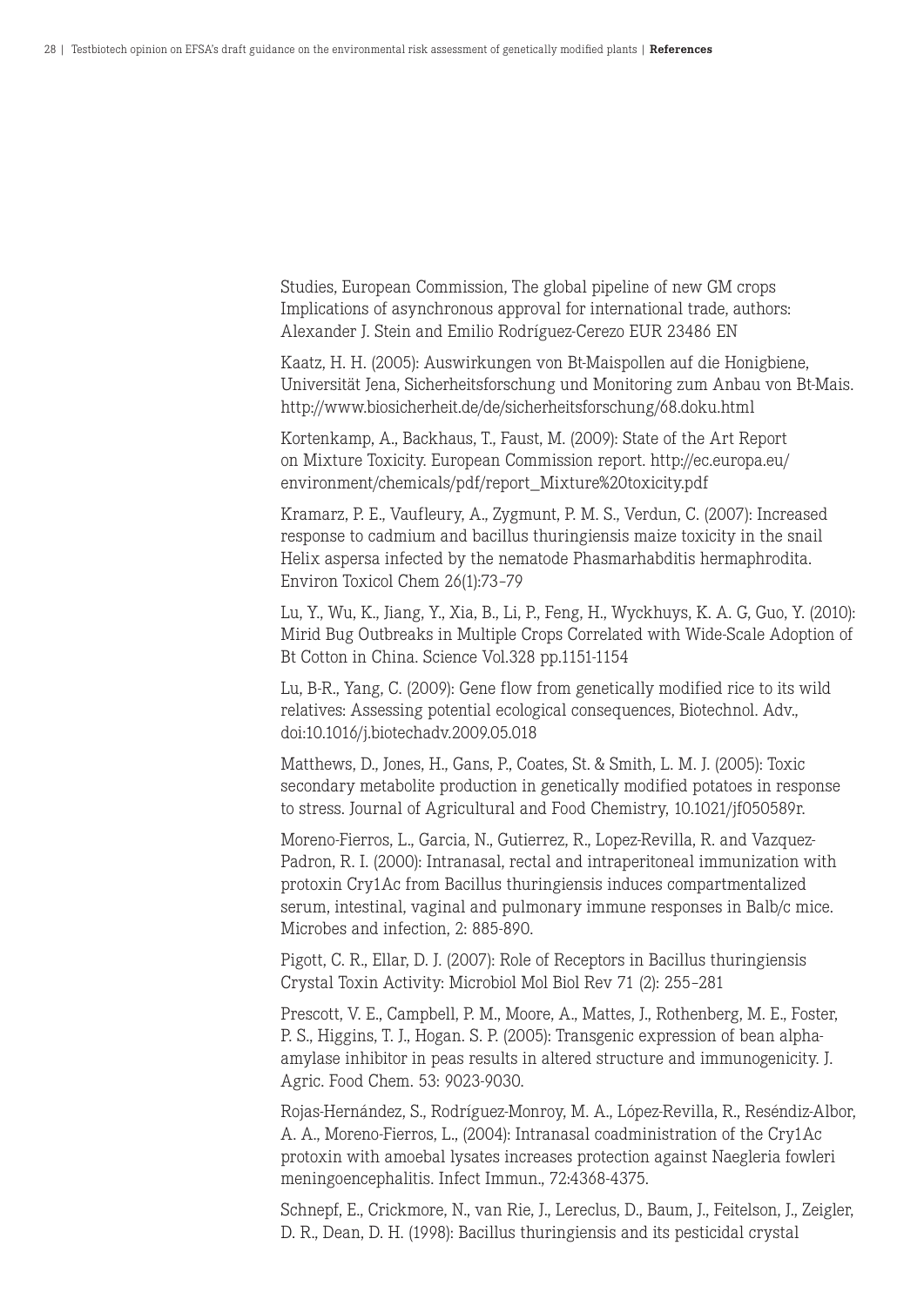Studies, European Commission, The global pipeline of new GM crops Implications of asynchronous approval for international trade, authors: Alexander J. Stein and Emilio Rodríguez-Cerezo EUR 23486 EN

Kaatz, H. H. (2005): Auswirkungen von Bt-Maispollen auf die Honigbiene, Universität Jena, Sicherheitsforschung und Monitoring zum Anbau von Bt-Mais. http://www.biosicherheit.de/de/sicherheitsforschung/68.doku.html

Kortenkamp, A., Backhaus, T., Faust, M. (2009): State of the Art Report on Mixture Toxicity. European Commission report. http://ec.europa.eu/environment/chemicals/pdf/report_Mixture%20toxicity.pdf

Kramarz, P. E., Vaufleury, A., Zygmunt, P. M. S., Verdun, C. (2007): Increased response to cadmium and bacillus thuringiensis maize toxicity in the snail Helix aspersa infected by the nematode Phasmarhabditis hermaphrodita. Environ Toxicol Chem 26(1):73–79

Lu, Y., Wu, K., Jiang, Y., Xia, B., Li, P., Feng, H., Wyckhuys, K. A. G, Guo, Y. (2010): Mirid Bug Outbreaks in Multiple Crops Correlated with Wide-Scale Adoption of Bt Cotton in China. Science Vol.328 pp.1151-1154

Lu, B-R., Yang, C. (2009): Gene flow from genetically modified rice to its wild relatives: Assessing potential ecological consequences, Biotechnol. Adv., doi:10.1016/j.biotechadv.2009.05.018

Matthews, D., Jones, H., Gans, P., Coates, St. & Smith, L. M. J. (2005): Toxic secondary metabolite production in genetically modified potatoes in response to stress. Journal of Agricultural and Food Chemistry, 10.1021/jf050589r.

Moreno-Fierros, L., Garcia, N., Gutierrez, R., Lopez-Revilla, R. and Vazquez-Padron, R. I. (2000): Intranasal, rectal and intraperitoneal immunization with protoxin Cry1Ac from Bacillus thuringiensis induces compartmentalized serum, intestinal, vaginal and pulmonary immune responses in Balb/c mice. Microbes and infection, 2: 885-890.

Pigott, C. R., Ellar, D. J. (2007): Role of Receptors in Bacillus thuringiensis Crystal Toxin Activity: Microbiol Mol Biol Rev 71 (2): 255–281

Prescott, V. E., Campbell, P. M., Moore, A., Mattes, J., Rothenberg, M. E., Foster, P. S., Higgins, T. J., Hogan. S. P. (2005): Transgenic expression of bean alpha-amylase inhibitor in peas results in altered structure and immunogenicity. J. Agric. Food Chem. 53: 9023-9030.

Rojas-Hernández, S., Rodríguez-Monroy, M. A., López-Revilla, R., Reséndiz-Albor, A. A., Moreno-Fierros, L., (2004): Intranasal coadministration of the Cry1Ac protoxin with amoebal lysates increases protection against Naegleria fowleri meningoencephalitis. Infect Immun., 72:4368-4375.

Schnepf, E., Crickmore, N., van Rie, J., Lereclus, D., Baum, J., Feitelson, J., Zeigler, D. R., Dean, D. H. (1998): Bacillus thuringiensis and its pesticidal crystal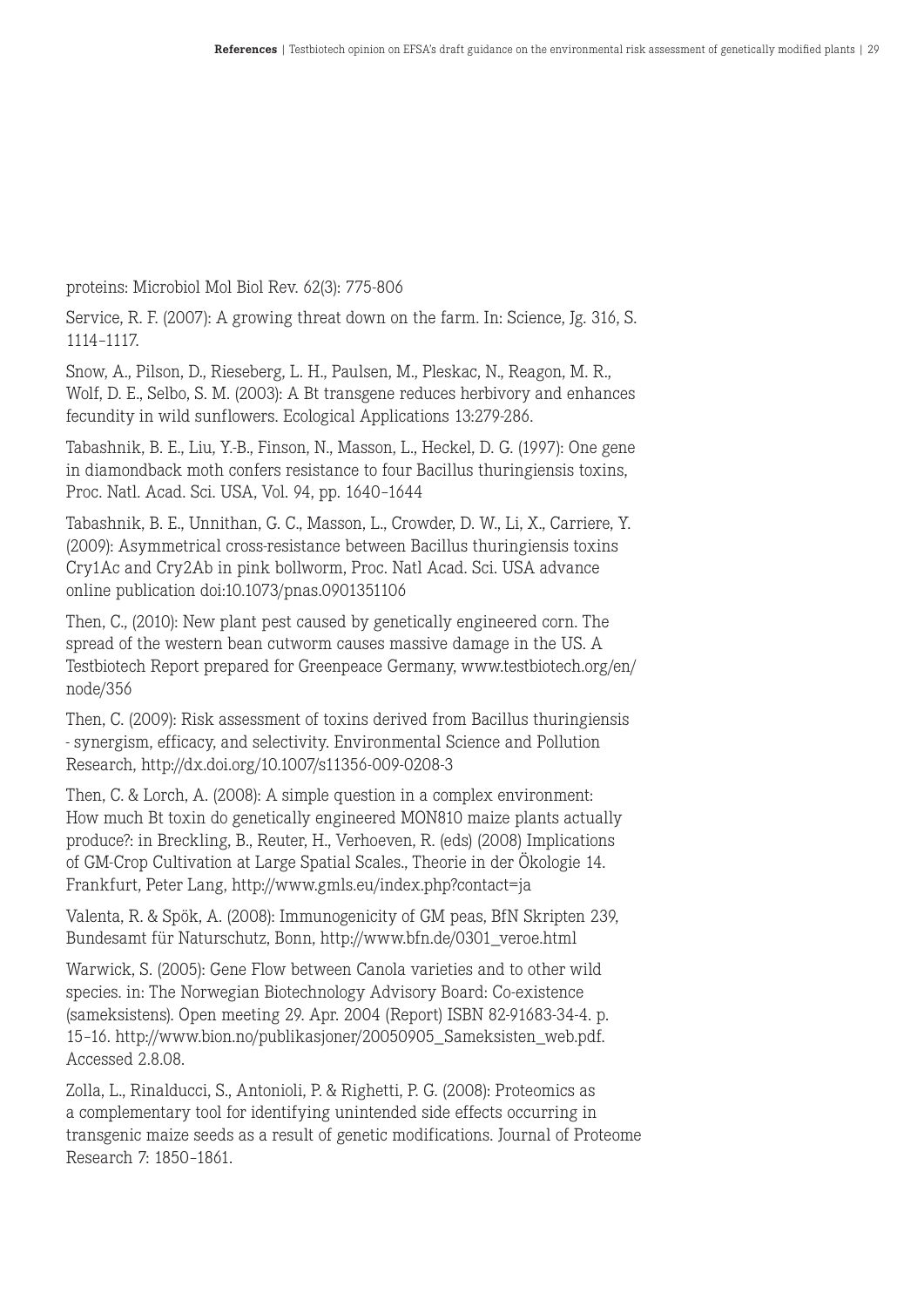proteins: Microbiol Mol Biol Rev. 62(3): 775-806

Service, R. F. (2007): A growing threat down on the farm. In: Science, Jg. 316, S. 1114–1117.

Snow, A., Pilson, D., Rieseberg, L. H., Paulsen, M., Pleskac, N., Reagon, M. R., Wolf, D. E., Selbo, S. M. (2003): A Bt transgene reduces herbivory and enhances fecundity in wild sunflowers. Ecological Applications 13:279-286.

Tabashnik, B. E., Liu, Y.-B., Finson, N., Masson, L., Heckel, D. G. (1997): One gene in diamondback moth confers resistance to four Bacillus thuringiensis toxins, Proc. Natl. Acad. Sci. USA, Vol. 94, pp. 1640–1644

Tabashnik, B. E., Unnithan, G. C., Masson, L., Crowder, D. W., Li, X., Carriere, Y. (2009): Asymmetrical cross-resistance between Bacillus thuringiensis toxins Cry1Ac and Cry2Ab in pink bollworm, Proc. Natl Acad. Sci. USA advance online publication doi:10.1073/pnas.0901351106

Then, C., (2010): New plant pest caused by genetically engineered corn. The spread of the western bean cutworm causes massive damage in the US. A Testbiotech Report prepared for Greenpeace Germany, www.testbiotech.org/en/node/356

Then, C. (2009): Risk assessment of toxins derived from Bacillus thuringiensis - synergism, efficacy, and selectivity. Environmental Science and Pollution Research, http://dx.doi.org/10.1007/s11356-009-0208-3

Then, C. & Lorch, A. (2008): A simple question in a complex environment: How much Bt toxin do genetically engineered MON810 maize plants actually produce?: in Breckling, B., Reuter, H., Verhoeven, R. (eds) (2008) Implications of GM-Crop Cultivation at Large Spatial Scales., Theorie in der Ökologie 14. Frankfurt, Peter Lang, http://www.gmls.eu/index.php?contact=ja

Valenta, R. & Spök, A. (2008): Immunogenicity of GM peas, BfN Skripten 239, Bundesamt für Naturschutz, Bonn, http://www.bfn.de/0301_veroe.html

Warwick, S. (2005): Gene Flow between Canola varieties and to other wild species. in: The Norwegian Biotechnology Advisory Board: Co-existence (sameksistens). Open meeting 29. Apr. 2004 (Report) ISBN 82-91683-34-4. p. 15–16. http://www.bion.no/publikasjoner/20050905_Sameksisten_web.pdf. Accessed 2.8.08.

Zolla, L., Rinalducci, S., Antonioli, P. & Righetti, P. G. (2008): Proteomics as a complementary tool for identifying unintended side effects occurring in transgenic maize seeds as a result of genetic modifications. Journal of Proteome Research 7: 1850–1861.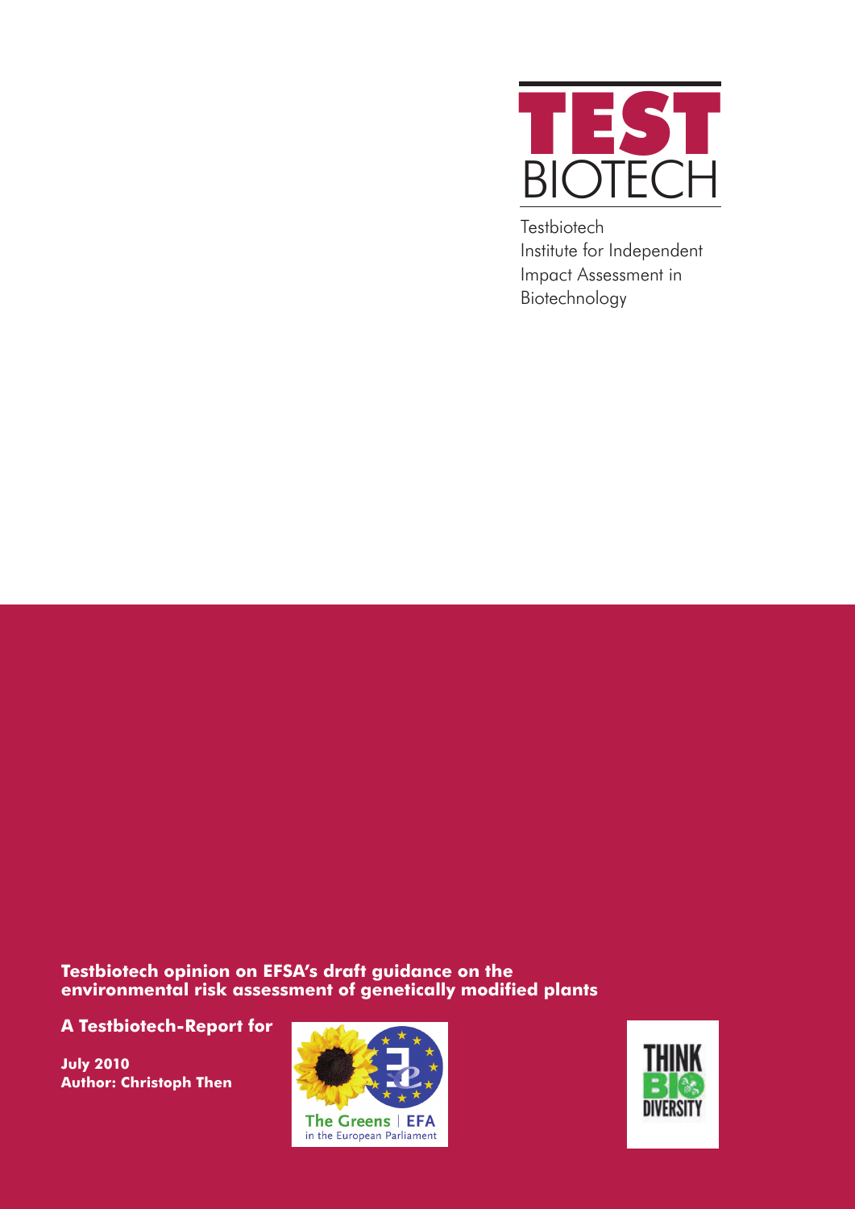TEST BIOTECH

Testbiotech
Institute for Independent
Impact Assessment in
Biotechnology

**Testbiotech opinion on EFSA's draft guidance on the environmental risk assessment of genetically modified plants**

**A Testbiotech-Report for**

**July 2010**
**Author: Christoph Then**

The Greens | EFA
in the European Parliament

THINK BIO DIVERSITY